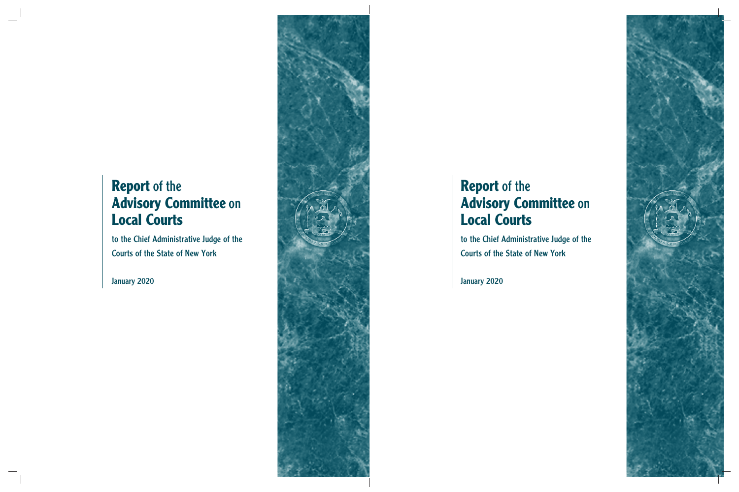# Report of the Advisory Committee on Local Courts

to the Chief Administrative Judge of the Courts of the State of New York

January 2020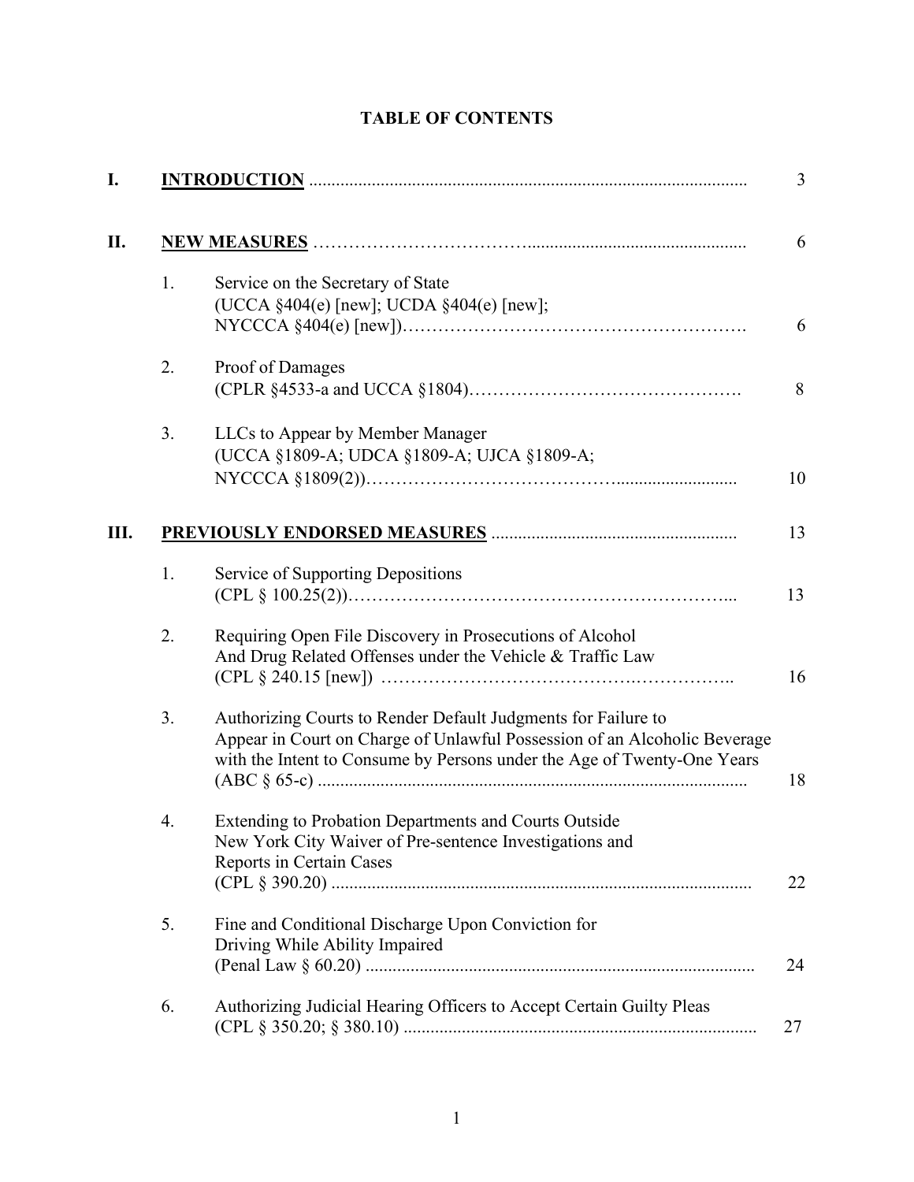# TABLE OF CONTENTS

| | | | |
|---|---|---|---|
| I. | **INTRODUCTION** | | 3 |
| II. | **NEW MEASURES** | | 6 |
| | 1. | Service on the Secretary of State (UCCA §404(e) [new]; UCDA §404(e) [new]; NYCCCA §404(e) [new]) | 6 |
| | 2. | Proof of Damages (CPLR §4533-a and UCCA §1804) | 8 |
| | 3. | LLCs to Appear by Member Manager (UCCA §1809-A; UDCA §1809-A; UJCA §1809-A; NYCCCA §1809(2)) | 10 |
| III. | **PREVIOUSLY ENDORSED MEASURES** | | 13 |
| | 1. | Service of Supporting Depositions (CPL § 100.25(2)) | 13 |
| | 2. | Requiring Open File Discovery in Prosecutions of Alcohol And Drug Related Offenses under the Vehicle & Traffic Law (CPL § 240.15 [new]) | 16 |
| | 3. | Authorizing Courts to Render Default Judgments for Failure to Appear in Court on Charge of Unlawful Possession of an Alcoholic Beverage with the Intent to Consume by Persons under the Age of Twenty-One Years (ABC § 65-c) | 18 |
| | 4. | Extending to Probation Departments and Courts Outside New York City Waiver of Pre-sentence Investigations and Reports in Certain Cases (CPL § 390.20) | 22 |
| | 5. | Fine and Conditional Discharge Upon Conviction for Driving While Ability Impaired (Penal Law § 60.20) | 24 |
| | 6. | Authorizing Judicial Hearing Officers to Accept Certain Guilty Pleas (CPL § 350.20; § 380.10) | 27 |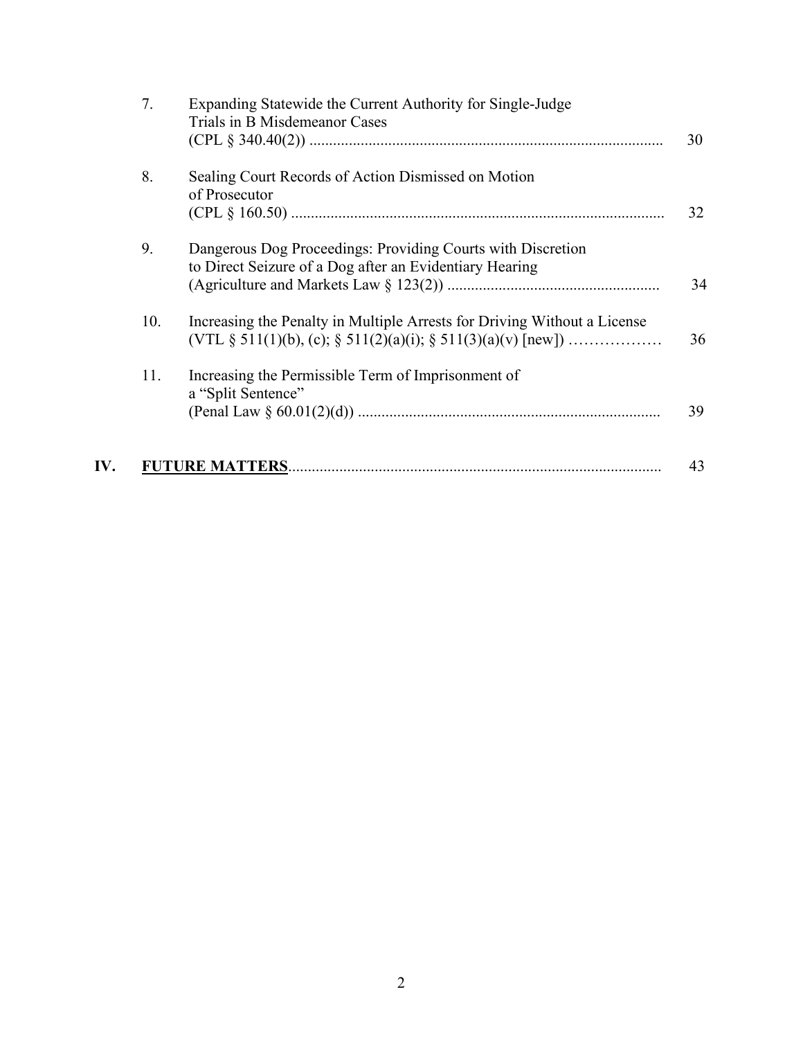7. Expanding Statewide the Current Authority for Single-Judge Trials in B Misdemeanor Cases (CPL § 340.40(2)) ........................................ 30

8. Sealing Court Records of Action Dismissed on Motion of Prosecutor (CPL § 160.50) ........................................ 32

9. Dangerous Dog Proceedings: Providing Courts with Discretion to Direct Seizure of a Dog after an Evidentiary Hearing (Agriculture and Markets Law § 123(2)) ........................................ 34

10. Increasing the Penalty in Multiple Arrests for Driving Without a License (VTL § 511(1)(b), (c); § 511(2)(a)(i); § 511(3)(a)(v) [new]) ........................................ 36

11. Increasing the Permissible Term of Imprisonment of a "Split Sentence" (Penal Law § 60.01(2)(d)) ........................................ 39

**IV. <u>FUTURE MATTERS</u>** ........................................ 43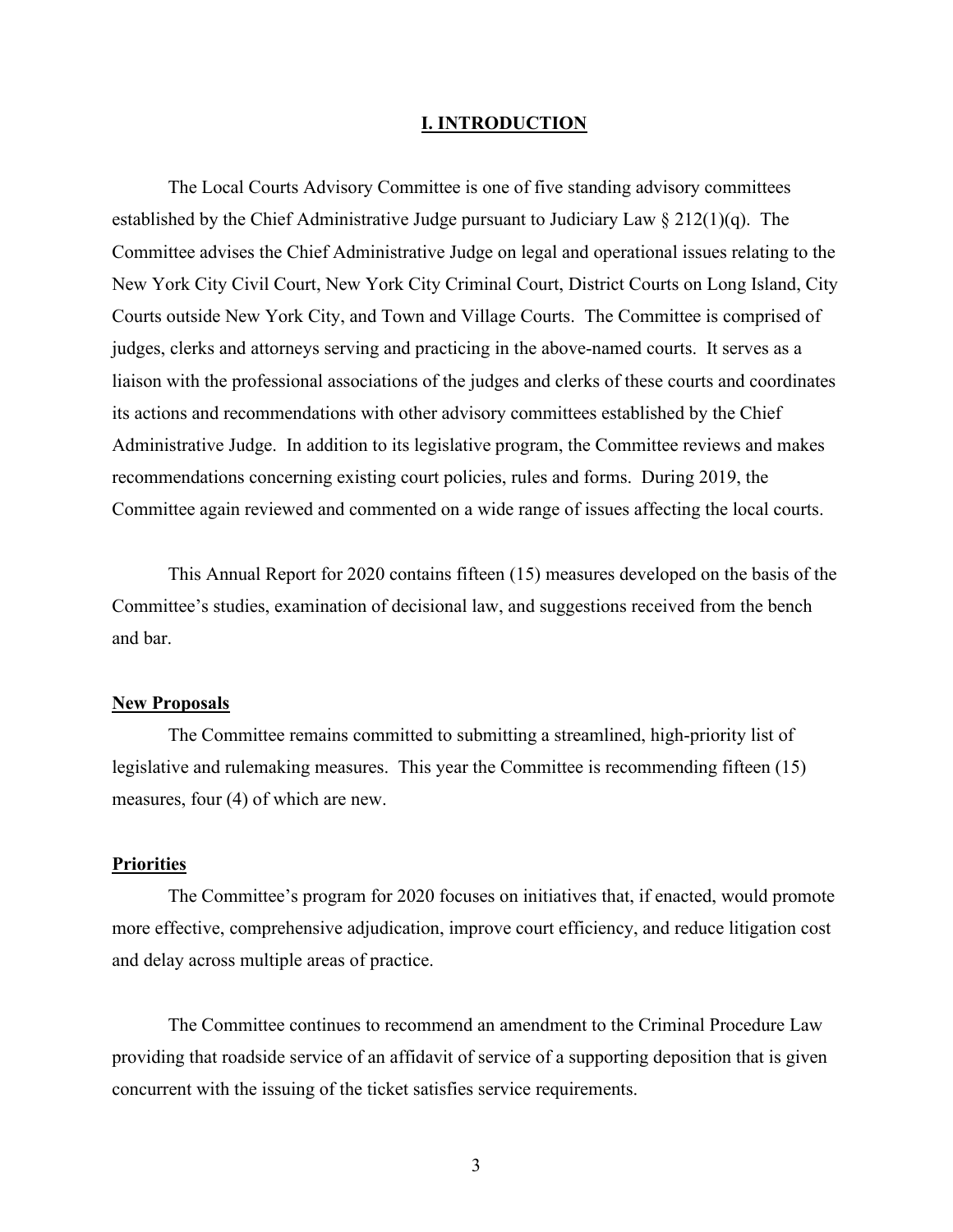# I. INTRODUCTION

The Local Courts Advisory Committee is one of five standing advisory committees established by the Chief Administrative Judge pursuant to Judiciary Law § 212(1)(q). The Committee advises the Chief Administrative Judge on legal and operational issues relating to the New York City Civil Court, New York City Criminal Court, District Courts on Long Island, City Courts outside New York City, and Town and Village Courts. The Committee is comprised of judges, clerks and attorneys serving and practicing in the above-named courts. It serves as a liaison with the professional associations of the judges and clerks of these courts and coordinates its actions and recommendations with other advisory committees established by the Chief Administrative Judge. In addition to its legislative program, the Committee reviews and makes recommendations concerning existing court policies, rules and forms. During 2019, the Committee again reviewed and commented on a wide range of issues affecting the local courts.

This Annual Report for 2020 contains fifteen (15) measures developed on the basis of the Committee's studies, examination of decisional law, and suggestions received from the bench and bar.

**New Proposals**

The Committee remains committed to submitting a streamlined, high-priority list of legislative and rulemaking measures. This year the Committee is recommending fifteen (15) measures, four (4) of which are new.

**Priorities**

The Committee's program for 2020 focuses on initiatives that, if enacted, would promote more effective, comprehensive adjudication, improve court efficiency, and reduce litigation cost and delay across multiple areas of practice.

The Committee continues to recommend an amendment to the Criminal Procedure Law providing that roadside service of an affidavit of service of a supporting deposition that is given concurrent with the issuing of the ticket satisfies service requirements.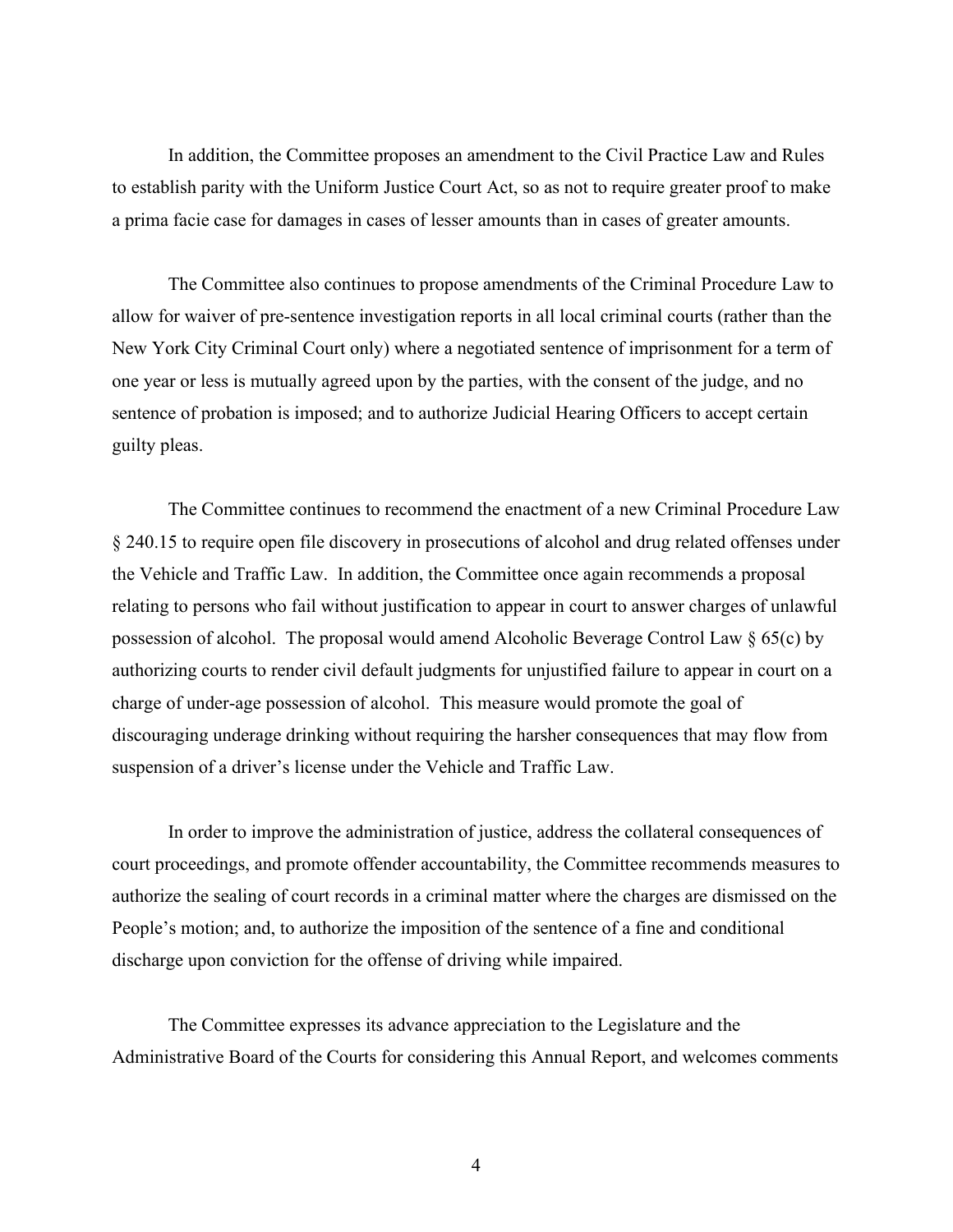In addition, the Committee proposes an amendment to the Civil Practice Law and Rules to establish parity with the Uniform Justice Court Act, so as not to require greater proof to make a prima facie case for damages in cases of lesser amounts than in cases of greater amounts.

The Committee also continues to propose amendments of the Criminal Procedure Law to allow for waiver of pre-sentence investigation reports in all local criminal courts (rather than the New York City Criminal Court only) where a negotiated sentence of imprisonment for a term of one year or less is mutually agreed upon by the parties, with the consent of the judge, and no sentence of probation is imposed; and to authorize Judicial Hearing Officers to accept certain guilty pleas.

The Committee continues to recommend the enactment of a new Criminal Procedure Law § 240.15 to require open file discovery in prosecutions of alcohol and drug related offenses under the Vehicle and Traffic Law. In addition, the Committee once again recommends a proposal relating to persons who fail without justification to appear in court to answer charges of unlawful possession of alcohol. The proposal would amend Alcoholic Beverage Control Law § 65(c) by authorizing courts to render civil default judgments for unjustified failure to appear in court on a charge of under-age possession of alcohol. This measure would promote the goal of discouraging underage drinking without requiring the harsher consequences that may flow from suspension of a driver's license under the Vehicle and Traffic Law.

In order to improve the administration of justice, address the collateral consequences of court proceedings, and promote offender accountability, the Committee recommends measures to authorize the sealing of court records in a criminal matter where the charges are dismissed on the People's motion; and, to authorize the imposition of the sentence of a fine and conditional discharge upon conviction for the offense of driving while impaired.

The Committee expresses its advance appreciation to the Legislature and the Administrative Board of the Courts for considering this Annual Report, and welcomes comments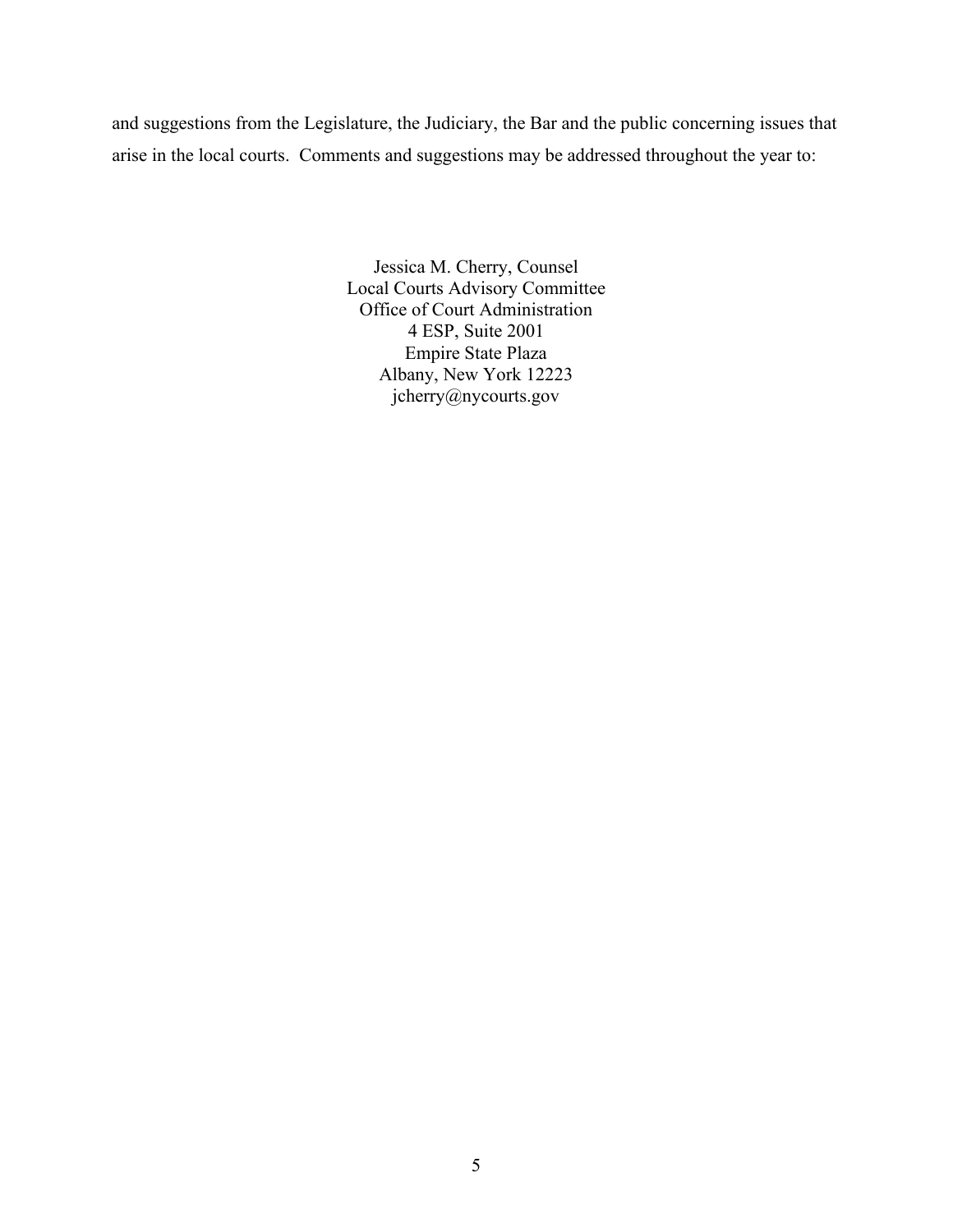and suggestions from the Legislature, the Judiciary, the Bar and the public concerning issues that arise in the local courts. Comments and suggestions may be addressed throughout the year to:

Jessica M. Cherry, Counsel
Local Courts Advisory Committee
Office of Court Administration
4 ESP, Suite 2001
Empire State Plaza
Albany, New York 12223
jcherry@nycourts.gov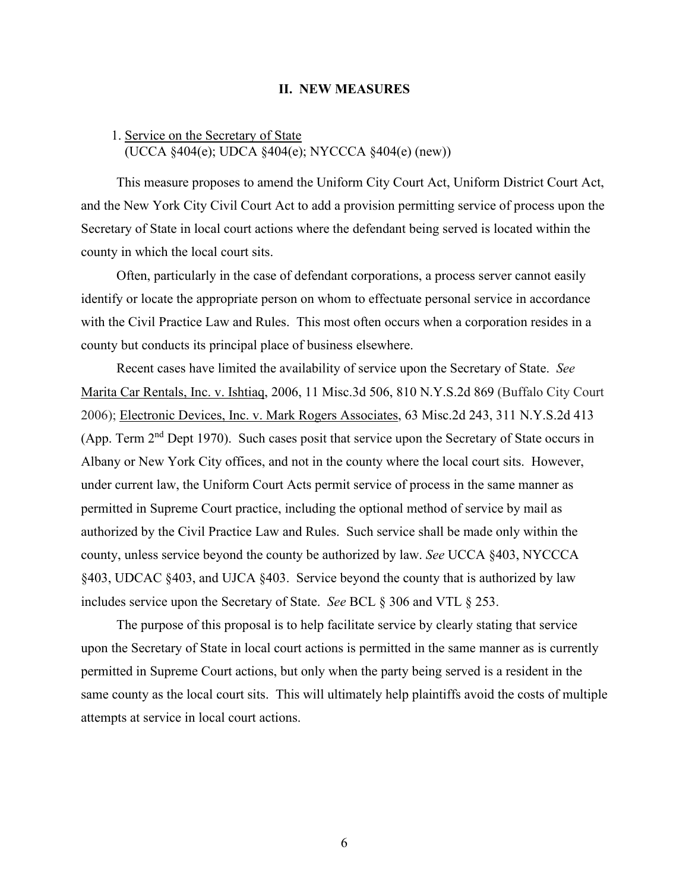## II. NEW MEASURES

1. Service on the Secretary of State
   (UCCA §404(e); UDCA §404(e); NYCCCA §404(e) (new))

This measure proposes to amend the Uniform City Court Act, Uniform District Court Act, and the New York City Civil Court Act to add a provision permitting service of process upon the Secretary of State in local court actions where the defendant being served is located within the county in which the local court sits.

Often, particularly in the case of defendant corporations, a process server cannot easily identify or locate the appropriate person on whom to effectuate personal service in accordance with the Civil Practice Law and Rules. This most often occurs when a corporation resides in a county but conducts its principal place of business elsewhere.

Recent cases have limited the availability of service upon the Secretary of State. *See* Marita Car Rentals, Inc. v. Ishtiaq, 2006, 11 Misc.3d 506, 810 N.Y.S.2d 869 (Buffalo City Court 2006); Electronic Devices, Inc. v. Mark Rogers Associates, 63 Misc.2d 243, 311 N.Y.S.2d 413 (App. Term 2nd Dept 1970). Such cases posit that service upon the Secretary of State occurs in Albany or New York City offices, and not in the county where the local court sits. However, under current law, the Uniform Court Acts permit service of process in the same manner as permitted in Supreme Court practice, including the optional method of service by mail as authorized by the Civil Practice Law and Rules. Such service shall be made only within the county, unless service beyond the county be authorized by law. *See* UCCA §403, NYCCCA §403, UDCAC §403, and UJCA §403. Service beyond the county that is authorized by law includes service upon the Secretary of State. *See* BCL § 306 and VTL § 253.

The purpose of this proposal is to help facilitate service by clearly stating that service upon the Secretary of State in local court actions is permitted in the same manner as is currently permitted in Supreme Court actions, but only when the party being served is a resident in the same county as the local court sits. This will ultimately help plaintiffs avoid the costs of multiple attempts at service in local court actions.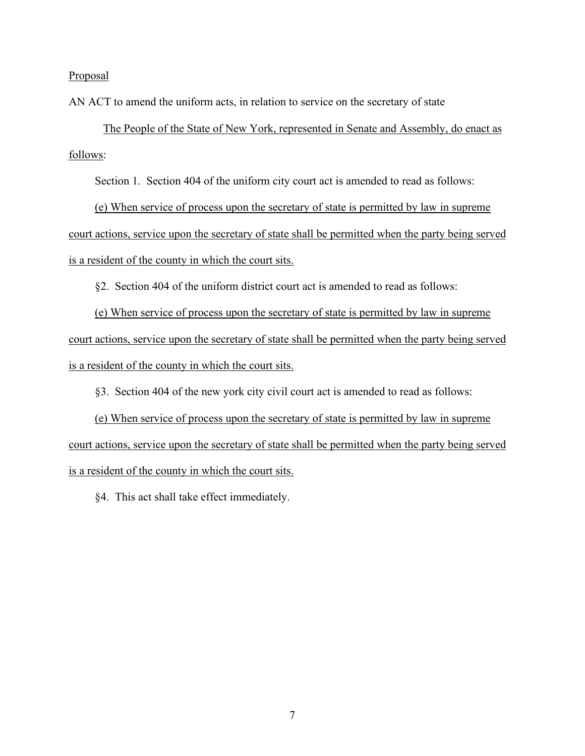Proposal

AN ACT to amend the uniform acts, in relation to service on the secretary of state

The People of the State of New York, represented in Senate and Assembly, do enact as follows:

Section 1. Section 404 of the uniform city court act is amended to read as follows:

(e) When service of process upon the secretary of state is permitted by law in supreme court actions, service upon the secretary of state shall be permitted when the party being served is a resident of the county in which the court sits.

§2. Section 404 of the uniform district court act is amended to read as follows:

(e) When service of process upon the secretary of state is permitted by law in supreme court actions, service upon the secretary of state shall be permitted when the party being served is a resident of the county in which the court sits.

§3. Section 404 of the new york city civil court act is amended to read as follows:

(e) When service of process upon the secretary of state is permitted by law in supreme court actions, service upon the secretary of state shall be permitted when the party being served is a resident of the county in which the court sits.

§4. This act shall take effect immediately.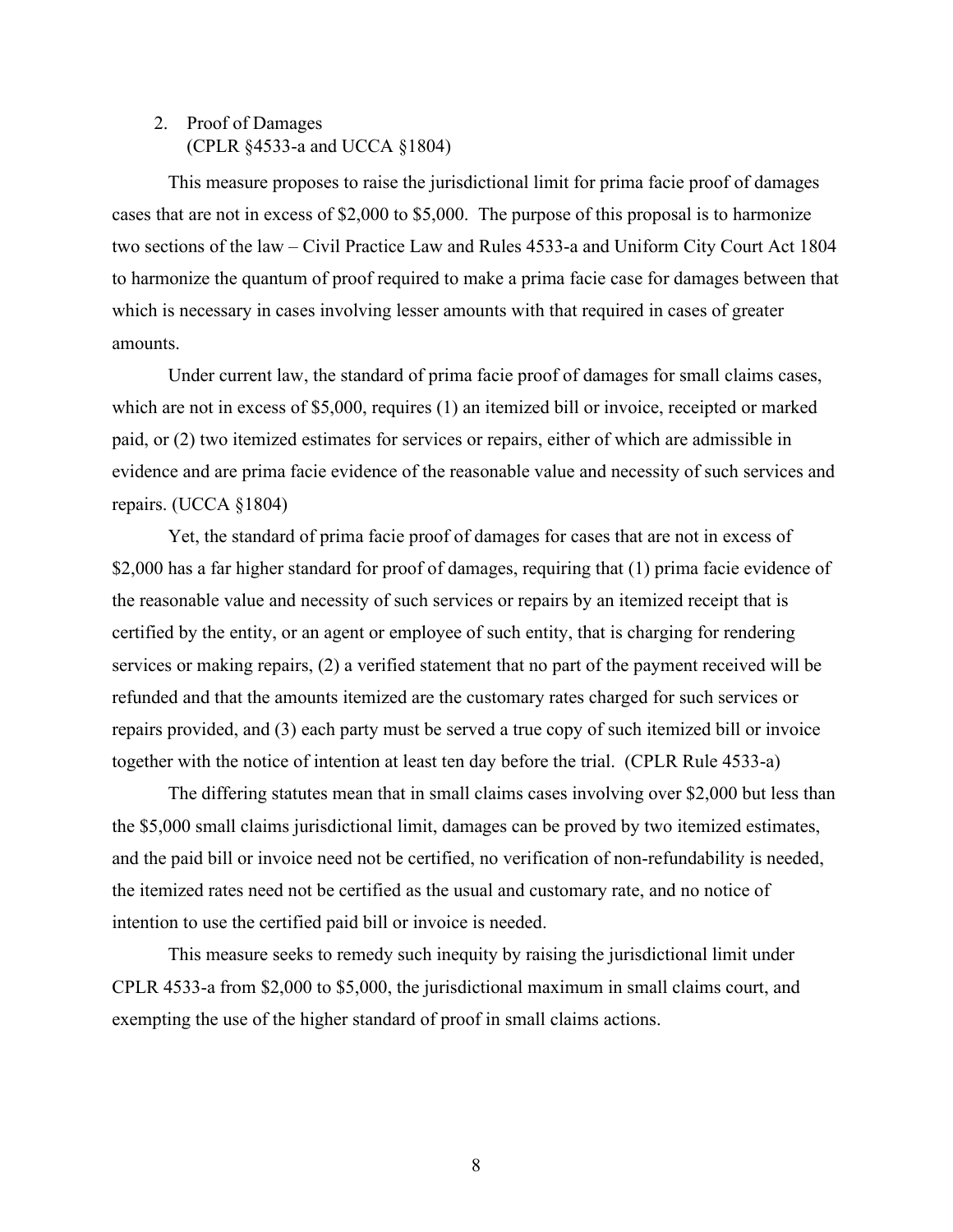2. Proof of Damages
   (CPLR §4533-a and UCCA §1804)

This measure proposes to raise the jurisdictional limit for prima facie proof of damages cases that are not in excess of $2,000 to $5,000. The purpose of this proposal is to harmonize two sections of the law – Civil Practice Law and Rules 4533-a and Uniform City Court Act 1804 to harmonize the quantum of proof required to make a prima facie case for damages between that which is necessary in cases involving lesser amounts with that required in cases of greater amounts.

Under current law, the standard of prima facie proof of damages for small claims cases, which are not in excess of $5,000, requires (1) an itemized bill or invoice, receipted or marked paid, or (2) two itemized estimates for services or repairs, either of which are admissible in evidence and are prima facie evidence of the reasonable value and necessity of such services and repairs. (UCCA §1804)

Yet, the standard of prima facie proof of damages for cases that are not in excess of $2,000 has a far higher standard for proof of damages, requiring that (1) prima facie evidence of the reasonable value and necessity of such services or repairs by an itemized receipt that is certified by the entity, or an agent or employee of such entity, that is charging for rendering services or making repairs, (2) a verified statement that no part of the payment received will be refunded and that the amounts itemized are the customary rates charged for such services or repairs provided, and (3) each party must be served a true copy of such itemized bill or invoice together with the notice of intention at least ten day before the trial. (CPLR Rule 4533-a)

The differing statutes mean that in small claims cases involving over $2,000 but less than the $5,000 small claims jurisdictional limit, damages can be proved by two itemized estimates, and the paid bill or invoice need not be certified, no verification of non-refundability is needed, the itemized rates need not be certified as the usual and customary rate, and no notice of intention to use the certified paid bill or invoice is needed.

This measure seeks to remedy such inequity by raising the jurisdictional limit under CPLR 4533-a from $2,000 to $5,000, the jurisdictional maximum in small claims court, and exempting the use of the higher standard of proof in small claims actions.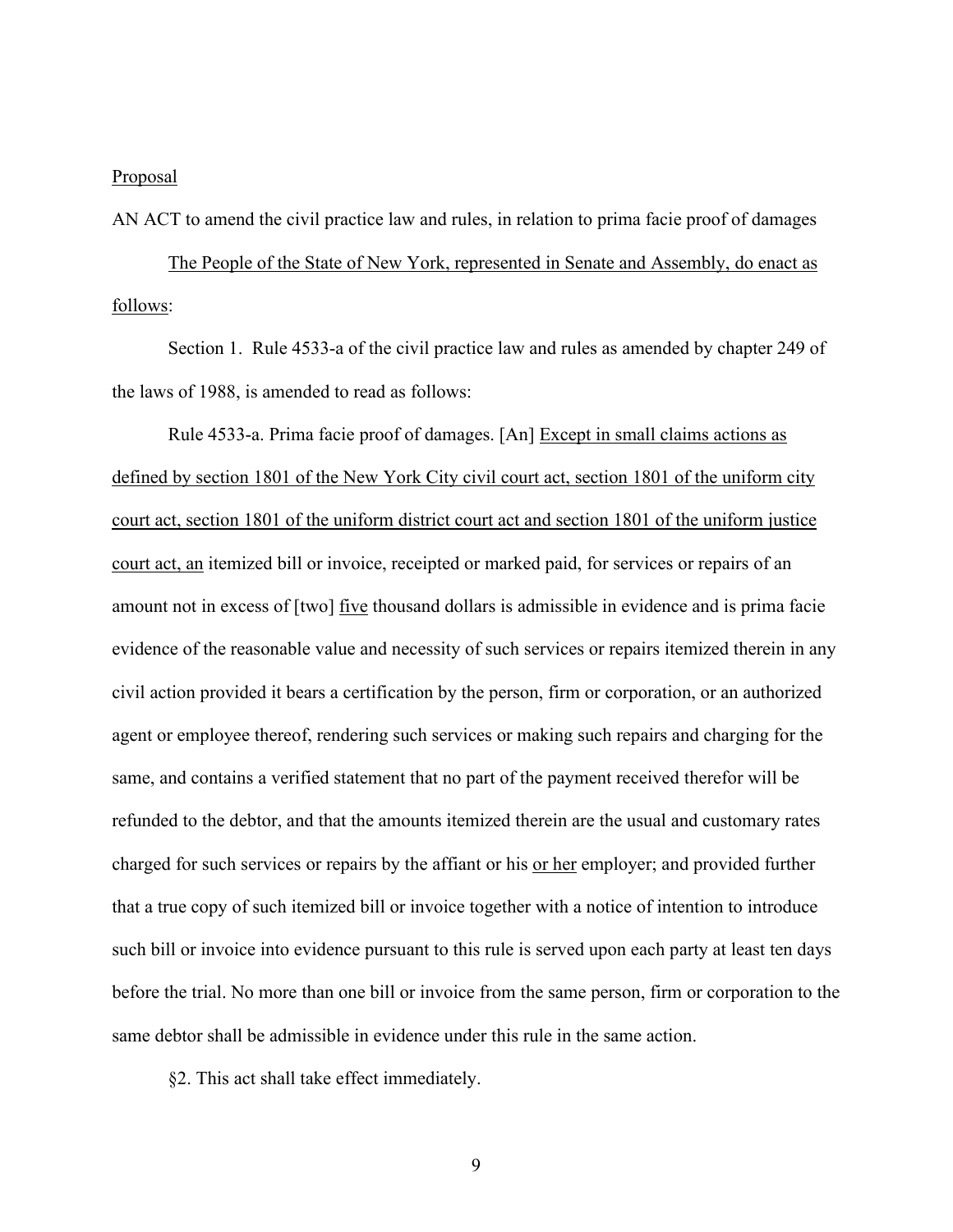Proposal

AN ACT to amend the civil practice law and rules, in relation to prima facie proof of damages

The People of the State of New York, represented in Senate and Assembly, do enact as follows:

Section 1. Rule 4533-a of the civil practice law and rules as amended by chapter 249 of the laws of 1988, is amended to read as follows:

Rule 4533-a. Prima facie proof of damages. [An] Except in small claims actions as defined by section 1801 of the New York City civil court act, section 1801 of the uniform city court act, section 1801 of the uniform district court act and section 1801 of the uniform justice court act, an itemized bill or invoice, receipted or marked paid, for services or repairs of an amount not in excess of [two] five thousand dollars is admissible in evidence and is prima facie evidence of the reasonable value and necessity of such services or repairs itemized therein in any civil action provided it bears a certification by the person, firm or corporation, or an authorized agent or employee thereof, rendering such services or making such repairs and charging for the same, and contains a verified statement that no part of the payment received therefor will be refunded to the debtor, and that the amounts itemized therein are the usual and customary rates charged for such services or repairs by the affiant or his or her employer; and provided further that a true copy of such itemized bill or invoice together with a notice of intention to introduce such bill or invoice into evidence pursuant to this rule is served upon each party at least ten days before the trial. No more than one bill or invoice from the same person, firm or corporation to the same debtor shall be admissible in evidence under this rule in the same action.

§2. This act shall take effect immediately.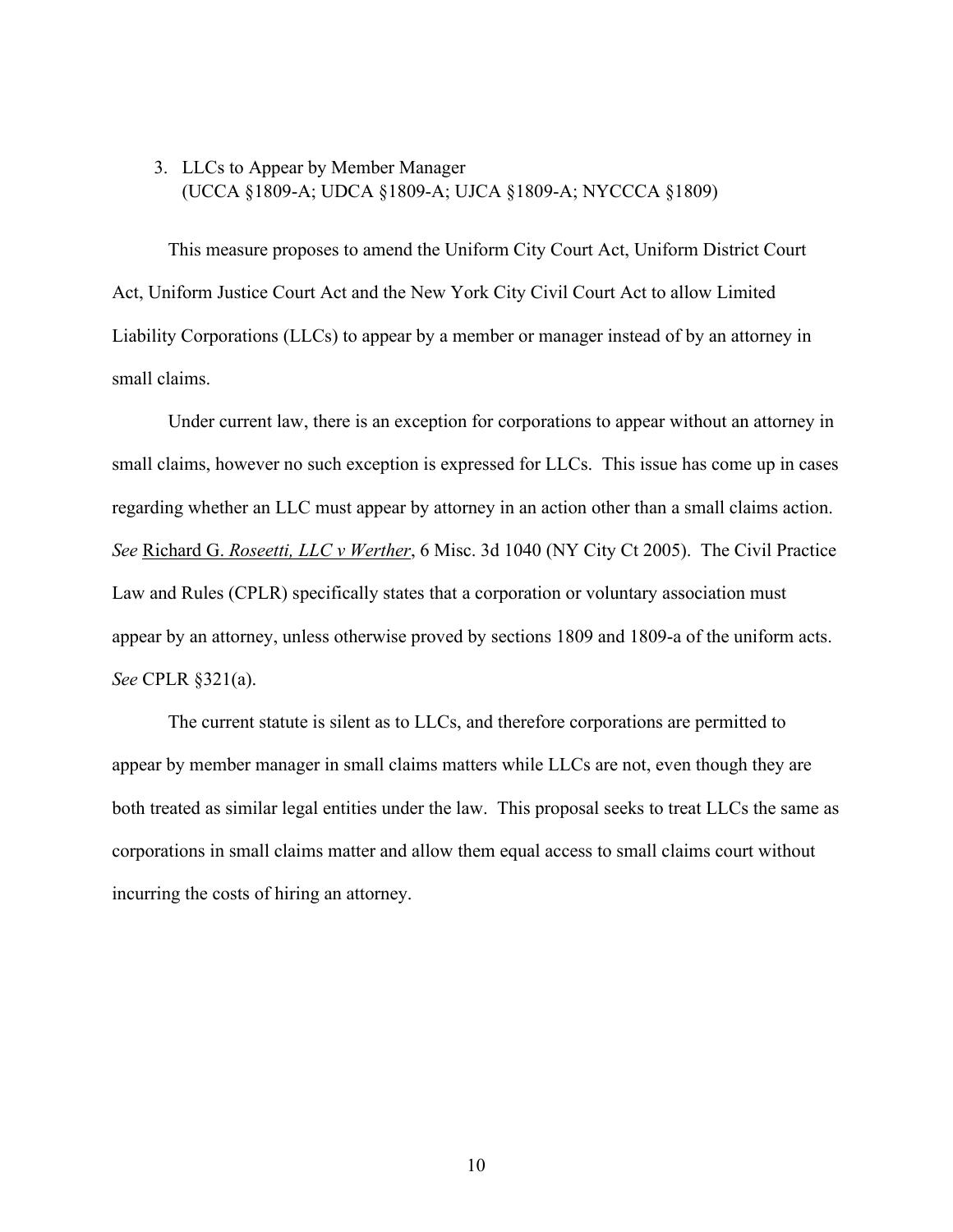3. LLCs to Appear by Member Manager
   (UCCA §1809-A; UDCA §1809-A; UJCA §1809-A; NYCCCA §1809)

This measure proposes to amend the Uniform City Court Act, Uniform District Court Act, Uniform Justice Court Act and the New York City Civil Court Act to allow Limited Liability Corporations (LLCs) to appear by a member or manager instead of by an attorney in small claims.

Under current law, there is an exception for corporations to appear without an attorney in small claims, however no such exception is expressed for LLCs. This issue has come up in cases regarding whether an LLC must appear by attorney in an action other than a small claims action. *See* Richard G. *Roseetti, LLC v Werther*, 6 Misc. 3d 1040 (NY City Ct 2005). The Civil Practice Law and Rules (CPLR) specifically states that a corporation or voluntary association must appear by an attorney, unless otherwise proved by sections 1809 and 1809-a of the uniform acts. *See* CPLR §321(a).

The current statute is silent as to LLCs, and therefore corporations are permitted to appear by member manager in small claims matters while LLCs are not, even though they are both treated as similar legal entities under the law. This proposal seeks to treat LLCs the same as corporations in small claims matter and allow them equal access to small claims court without incurring the costs of hiring an attorney.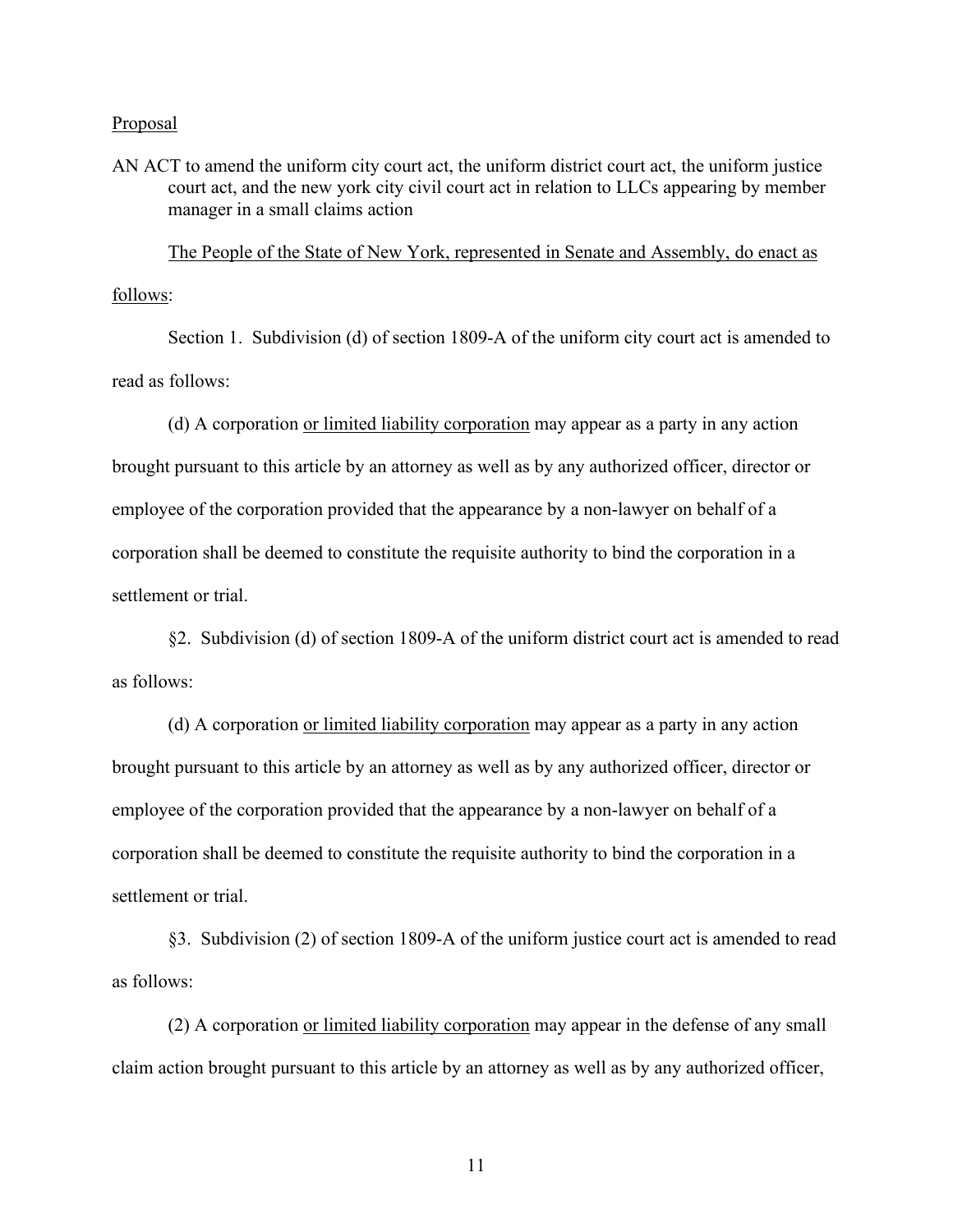Proposal

AN ACT to amend the uniform city court act, the uniform district court act, the uniform justice court act, and the new york city civil court act in relation to LLCs appearing by member manager in a small claims action

The People of the State of New York, represented in Senate and Assembly, do enact as follows:

Section 1. Subdivision (d) of section 1809-A of the uniform city court act is amended to read as follows:

(d) A corporation or limited liability corporation may appear as a party in any action brought pursuant to this article by an attorney as well as by any authorized officer, director or employee of the corporation provided that the appearance by a non-lawyer on behalf of a corporation shall be deemed to constitute the requisite authority to bind the corporation in a settlement or trial.

§2. Subdivision (d) of section 1809-A of the uniform district court act is amended to read as follows:

(d) A corporation or limited liability corporation may appear as a party in any action brought pursuant to this article by an attorney as well as by any authorized officer, director or employee of the corporation provided that the appearance by a non-lawyer on behalf of a corporation shall be deemed to constitute the requisite authority to bind the corporation in a settlement or trial.

§3. Subdivision (2) of section 1809-A of the uniform justice court act is amended to read as follows:

(2) A corporation or limited liability corporation may appear in the defense of any small claim action brought pursuant to this article by an attorney as well as by any authorized officer,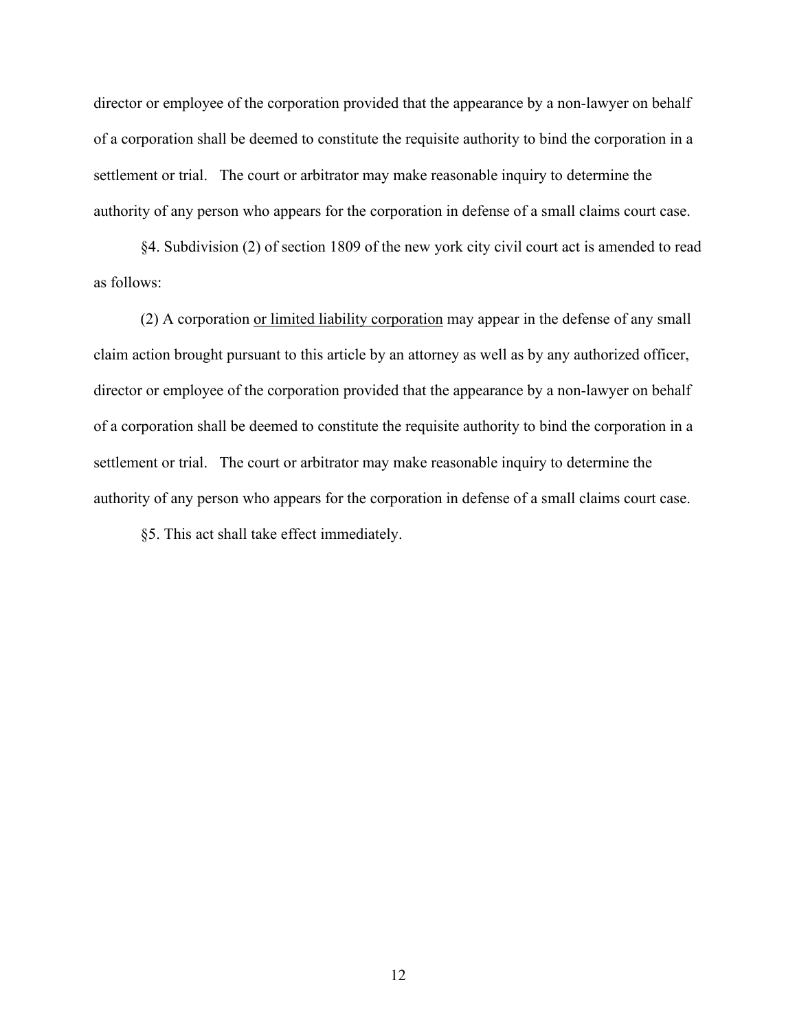director or employee of the corporation provided that the appearance by a non-lawyer on behalf of a corporation shall be deemed to constitute the requisite authority to bind the corporation in a settlement or trial. The court or arbitrator may make reasonable inquiry to determine the authority of any person who appears for the corporation in defense of a small claims court case.

§4. Subdivision (2) of section 1809 of the new york city civil court act is amended to read as follows:

(2) A corporation <u>or limited liability corporation</u> may appear in the defense of any small claim action brought pursuant to this article by an attorney as well as by any authorized officer, director or employee of the corporation provided that the appearance by a non-lawyer on behalf of a corporation shall be deemed to constitute the requisite authority to bind the corporation in a settlement or trial. The court or arbitrator may make reasonable inquiry to determine the authority of any person who appears for the corporation in defense of a small claims court case.

§5. This act shall take effect immediately.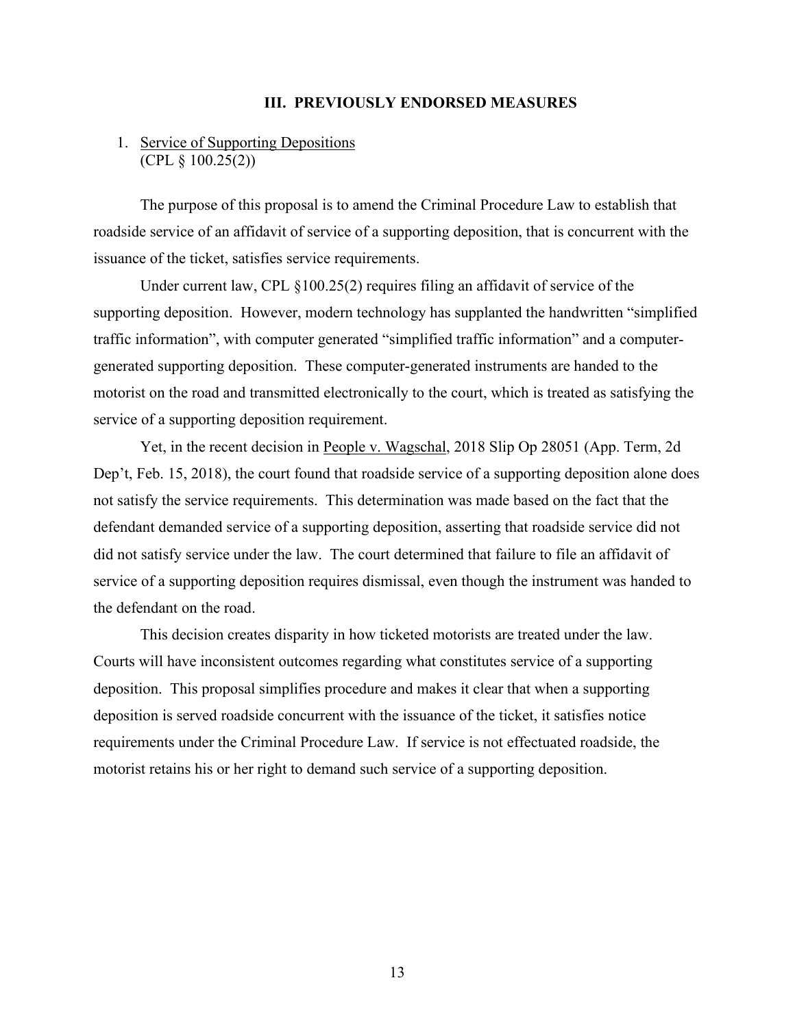## III. PREVIOUSLY ENDORSED MEASURES

1. Service of Supporting Depositions
   (CPL § 100.25(2))

The purpose of this proposal is to amend the Criminal Procedure Law to establish that roadside service of an affidavit of service of a supporting deposition, that is concurrent with the issuance of the ticket, satisfies service requirements.

Under current law, CPL §100.25(2) requires filing an affidavit of service of the supporting deposition. However, modern technology has supplanted the handwritten "simplified traffic information", with computer generated "simplified traffic information" and a computer-generated supporting deposition. These computer-generated instruments are handed to the motorist on the road and transmitted electronically to the court, which is treated as satisfying the service of a supporting deposition requirement.

Yet, in the recent decision in People v. Wagschal, 2018 Slip Op 28051 (App. Term, 2d Dep't, Feb. 15, 2018), the court found that roadside service of a supporting deposition alone does not satisfy the service requirements. This determination was made based on the fact that the defendant demanded service of a supporting deposition, asserting that roadside service did not did not satisfy service under the law. The court determined that failure to file an affidavit of service of a supporting deposition requires dismissal, even though the instrument was handed to the defendant on the road.

This decision creates disparity in how ticketed motorists are treated under the law. Courts will have inconsistent outcomes regarding what constitutes service of a supporting deposition. This proposal simplifies procedure and makes it clear that when a supporting deposition is served roadside concurrent with the issuance of the ticket, it satisfies notice requirements under the Criminal Procedure Law. If service is not effectuated roadside, the motorist retains his or her right to demand such service of a supporting deposition.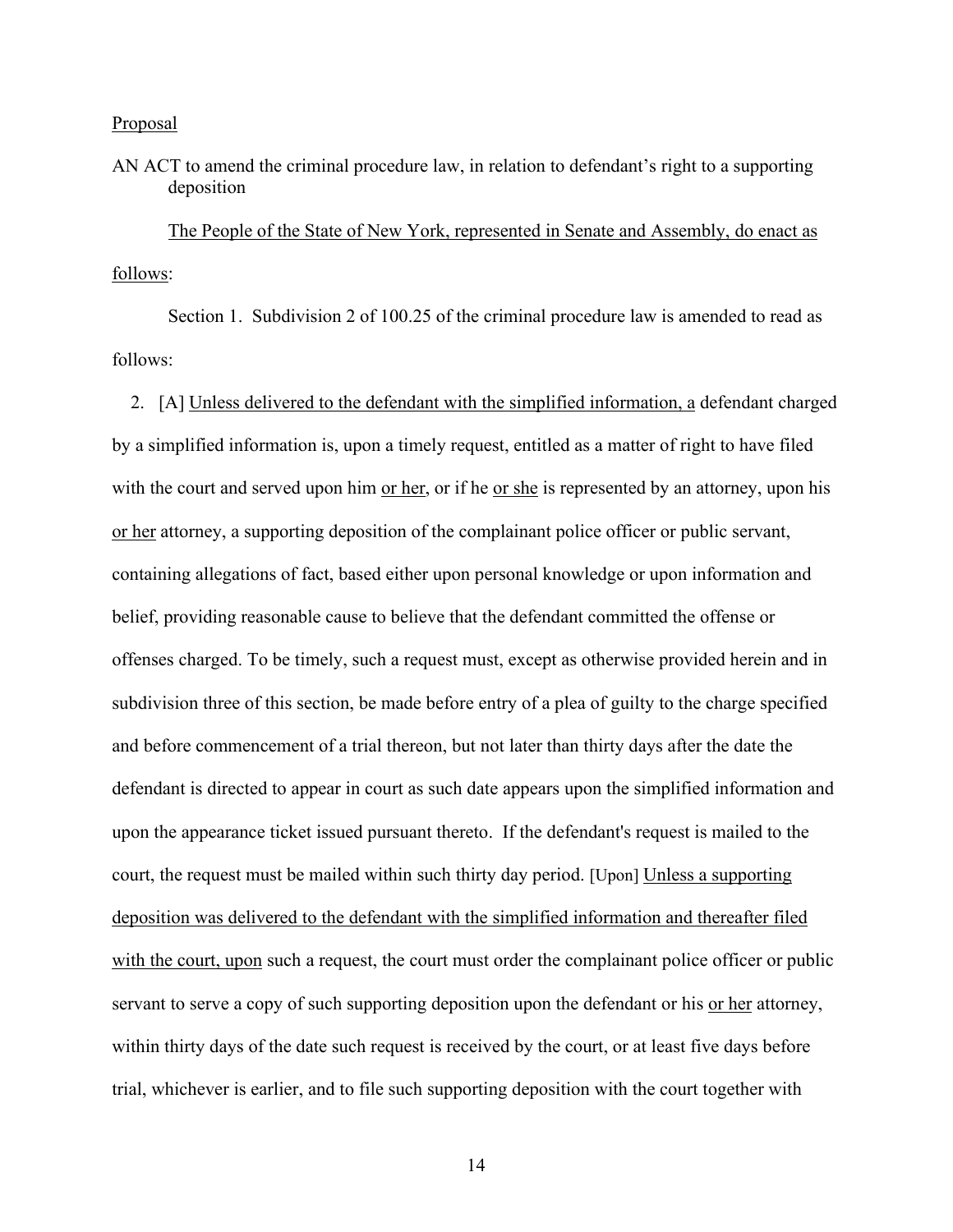Proposal

AN ACT to amend the criminal procedure law, in relation to defendant's right to a supporting deposition

The People of the State of New York, represented in Senate and Assembly, do enact as follows:

Section 1. Subdivision 2 of 100.25 of the criminal procedure law is amended to read as follows:

2. [A] Unless delivered to the defendant with the simplified information, a defendant charged by a simplified information is, upon a timely request, entitled as a matter of right to have filed with the court and served upon him or her, or if he or she is represented by an attorney, upon his or her attorney, a supporting deposition of the complainant police officer or public servant, containing allegations of fact, based either upon personal knowledge or upon information and belief, providing reasonable cause to believe that the defendant committed the offense or offenses charged. To be timely, such a request must, except as otherwise provided herein and in subdivision three of this section, be made before entry of a plea of guilty to the charge specified and before commencement of a trial thereon, but not later than thirty days after the date the defendant is directed to appear in court as such date appears upon the simplified information and upon the appearance ticket issued pursuant thereto. If the defendant's request is mailed to the court, the request must be mailed within such thirty day period. [Upon] Unless a supporting deposition was delivered to the defendant with the simplified information and thereafter filed with the court, upon such a request, the court must order the complainant police officer or public servant to serve a copy of such supporting deposition upon the defendant or his or her attorney, within thirty days of the date such request is received by the court, or at least five days before trial, whichever is earlier, and to file such supporting deposition with the court together with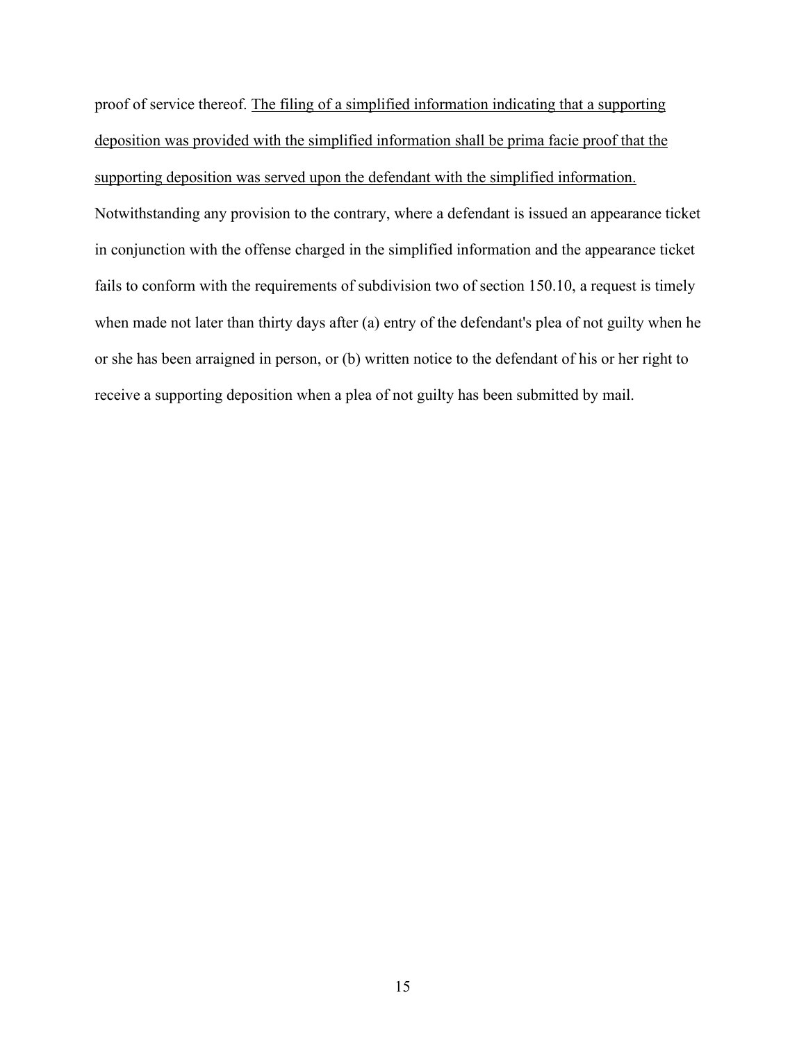proof of service thereof. <u>The filing of a simplified information indicating that a supporting deposition was provided with the simplified information shall be prima facie proof that the supporting deposition was served upon the defendant with the simplified information.</u> Notwithstanding any provision to the contrary, where a defendant is issued an appearance ticket in conjunction with the offense charged in the simplified information and the appearance ticket fails to conform with the requirements of subdivision two of section 150.10, a request is timely when made not later than thirty days after (a) entry of the defendant's plea of not guilty when he or she has been arraigned in person, or (b) written notice to the defendant of his or her right to receive a supporting deposition when a plea of not guilty has been submitted by mail.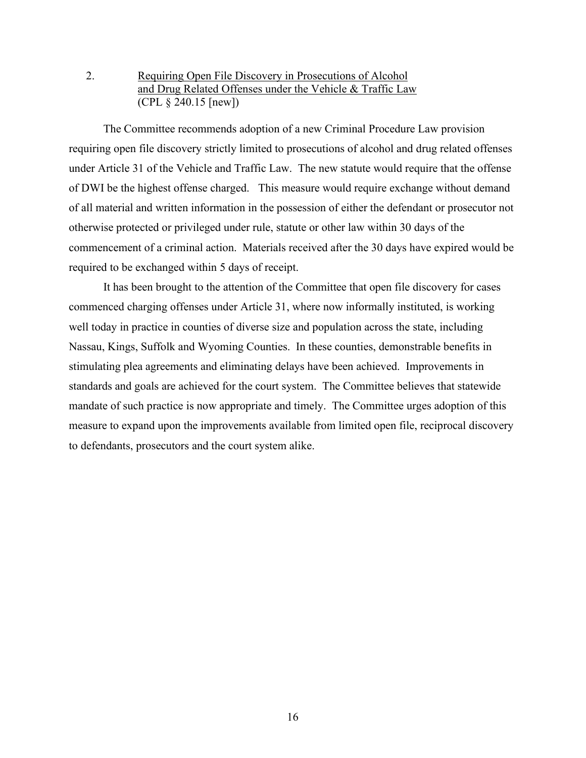2. <u>Requiring Open File Discovery in Prosecutions of Alcohol and Drug Related Offenses under the Vehicle & Traffic Law</u> (CPL § 240.15 [new])

The Committee recommends adoption of a new Criminal Procedure Law provision requiring open file discovery strictly limited to prosecutions of alcohol and drug related offenses under Article 31 of the Vehicle and Traffic Law. The new statute would require that the offense of DWI be the highest offense charged. This measure would require exchange without demand of all material and written information in the possession of either the defendant or prosecutor not otherwise protected or privileged under rule, statute or other law within 30 days of the commencement of a criminal action. Materials received after the 30 days have expired would be required to be exchanged within 5 days of receipt.

It has been brought to the attention of the Committee that open file discovery for cases commenced charging offenses under Article 31, where now informally instituted, is working well today in practice in counties of diverse size and population across the state, including Nassau, Kings, Suffolk and Wyoming Counties. In these counties, demonstrable benefits in stimulating plea agreements and eliminating delays have been achieved. Improvements in standards and goals are achieved for the court system. The Committee believes that statewide mandate of such practice is now appropriate and timely. The Committee urges adoption of this measure to expand upon the improvements available from limited open file, reciprocal discovery to defendants, prosecutors and the court system alike.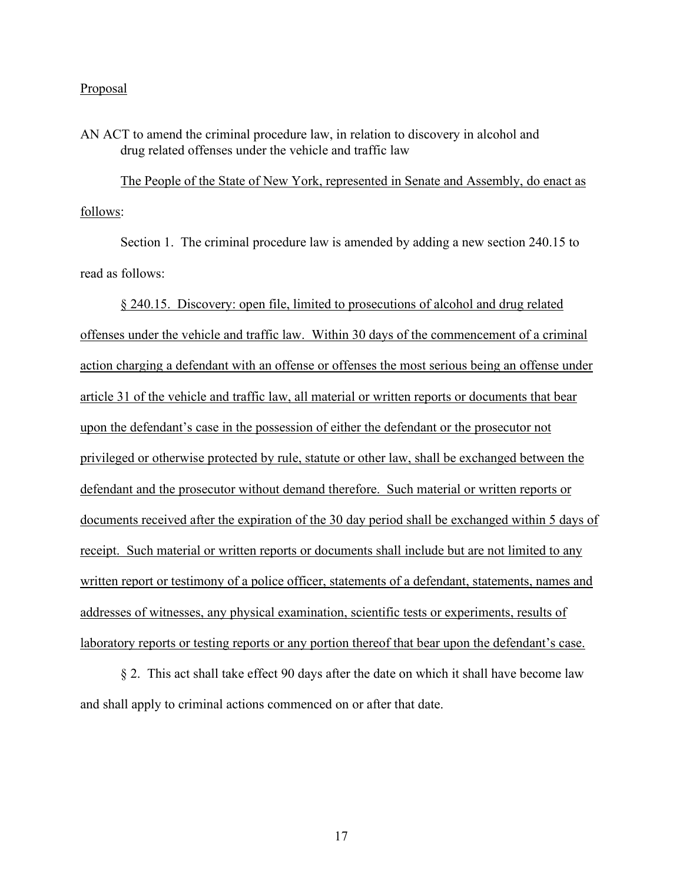Proposal

AN ACT to amend the criminal procedure law, in relation to discovery in alcohol and drug related offenses under the vehicle and traffic law

The People of the State of New York, represented in Senate and Assembly, do enact as follows:

Section 1. The criminal procedure law is amended by adding a new section 240.15 to read as follows:

§ 240.15. Discovery: open file, limited to prosecutions of alcohol and drug related offenses under the vehicle and traffic law. Within 30 days of the commencement of a criminal action charging a defendant with an offense or offenses the most serious being an offense under article 31 of the vehicle and traffic law, all material or written reports or documents that bear upon the defendant's case in the possession of either the defendant or the prosecutor not privileged or otherwise protected by rule, statute or other law, shall be exchanged between the defendant and the prosecutor without demand therefore. Such material or written reports or documents received after the expiration of the 30 day period shall be exchanged within 5 days of receipt. Such material or written reports or documents shall include but are not limited to any written report or testimony of a police officer, statements of a defendant, statements, names and addresses of witnesses, any physical examination, scientific tests or experiments, results of laboratory reports or testing reports or any portion thereof that bear upon the defendant's case.

§ 2. This act shall take effect 90 days after the date on which it shall have become law and shall apply to criminal actions commenced on or after that date.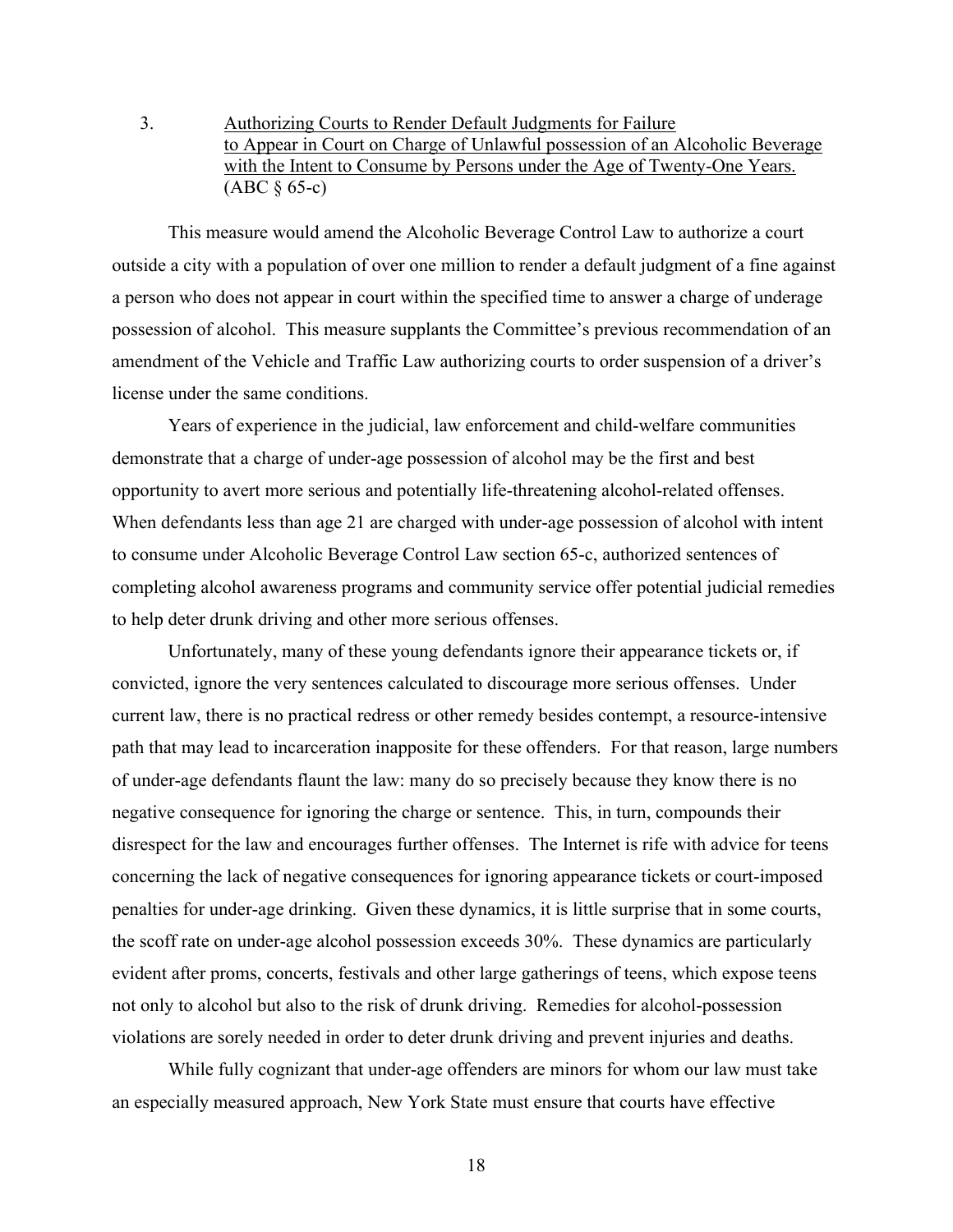3. <u>Authorizing Courts to Render Default Judgments for Failure to Appear in Court on Charge of Unlawful possession of an Alcoholic Beverage with the Intent to Consume by Persons under the Age of Twenty-One Years.</u> (ABC § 65-c)

This measure would amend the Alcoholic Beverage Control Law to authorize a court outside a city with a population of over one million to render a default judgment of a fine against a person who does not appear in court within the specified time to answer a charge of underage possession of alcohol. This measure supplants the Committee's previous recommendation of an amendment of the Vehicle and Traffic Law authorizing courts to order suspension of a driver's license under the same conditions.

Years of experience in the judicial, law enforcement and child-welfare communities demonstrate that a charge of under-age possession of alcohol may be the first and best opportunity to avert more serious and potentially life-threatening alcohol-related offenses. When defendants less than age 21 are charged with under-age possession of alcohol with intent to consume under Alcoholic Beverage Control Law section 65-c, authorized sentences of completing alcohol awareness programs and community service offer potential judicial remedies to help deter drunk driving and other more serious offenses.

Unfortunately, many of these young defendants ignore their appearance tickets or, if convicted, ignore the very sentences calculated to discourage more serious offenses. Under current law, there is no practical redress or other remedy besides contempt, a resource-intensive path that may lead to incarceration inapposite for these offenders. For that reason, large numbers of under-age defendants flaunt the law: many do so precisely because they know there is no negative consequence for ignoring the charge or sentence. This, in turn, compounds their disrespect for the law and encourages further offenses. The Internet is rife with advice for teens concerning the lack of negative consequences for ignoring appearance tickets or court-imposed penalties for under-age drinking. Given these dynamics, it is little surprise that in some courts, the scoff rate on under-age alcohol possession exceeds 30%. These dynamics are particularly evident after proms, concerts, festivals and other large gatherings of teens, which expose teens not only to alcohol but also to the risk of drunk driving. Remedies for alcohol-possession violations are sorely needed in order to deter drunk driving and prevent injuries and deaths.

While fully cognizant that under-age offenders are minors for whom our law must take an especially measured approach, New York State must ensure that courts have effective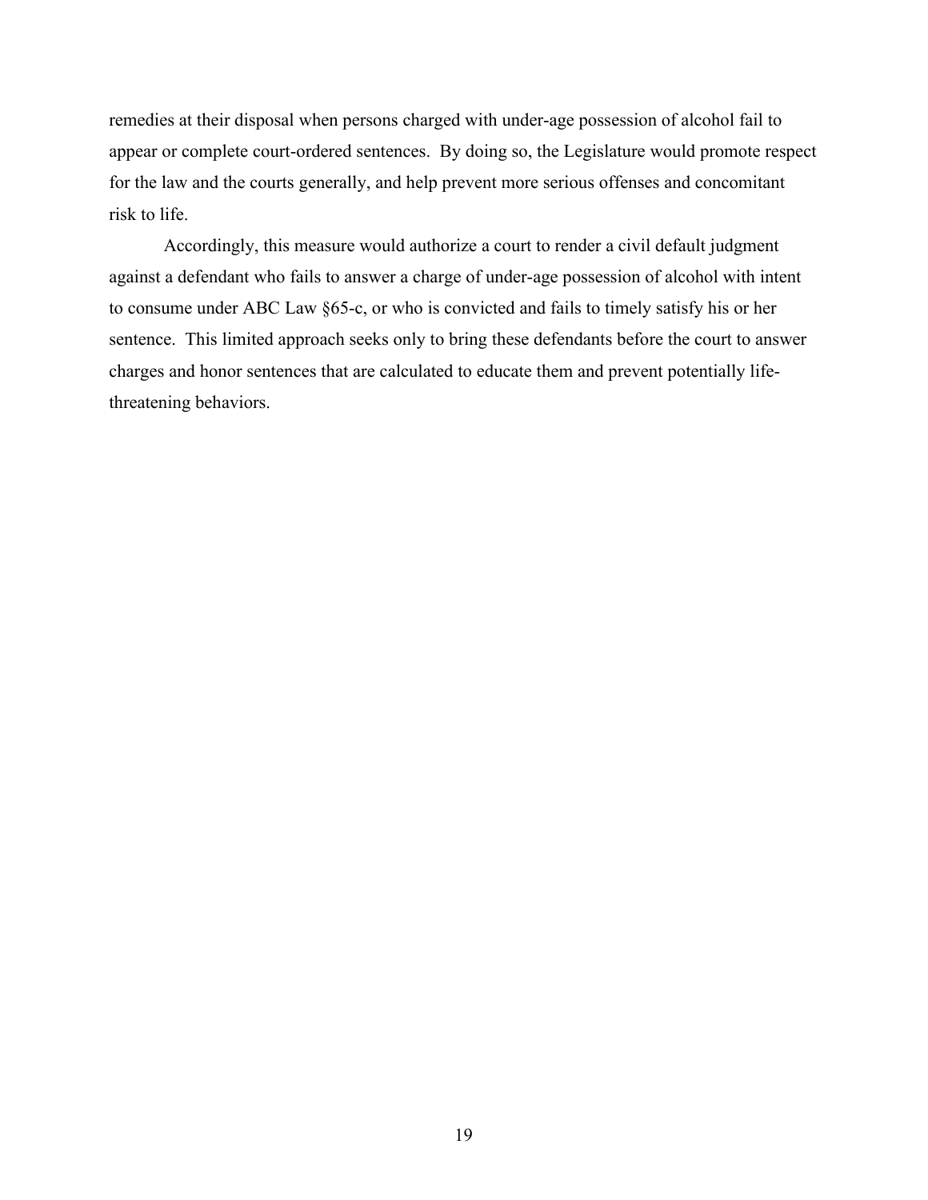remedies at their disposal when persons charged with under-age possession of alcohol fail to appear or complete court-ordered sentences. By doing so, the Legislature would promote respect for the law and the courts generally, and help prevent more serious offenses and concomitant risk to life.

Accordingly, this measure would authorize a court to render a civil default judgment against a defendant who fails to answer a charge of under-age possession of alcohol with intent to consume under ABC Law §65-c, or who is convicted and fails to timely satisfy his or her sentence. This limited approach seeks only to bring these defendants before the court to answer charges and honor sentences that are calculated to educate them and prevent potentially life-threatening behaviors.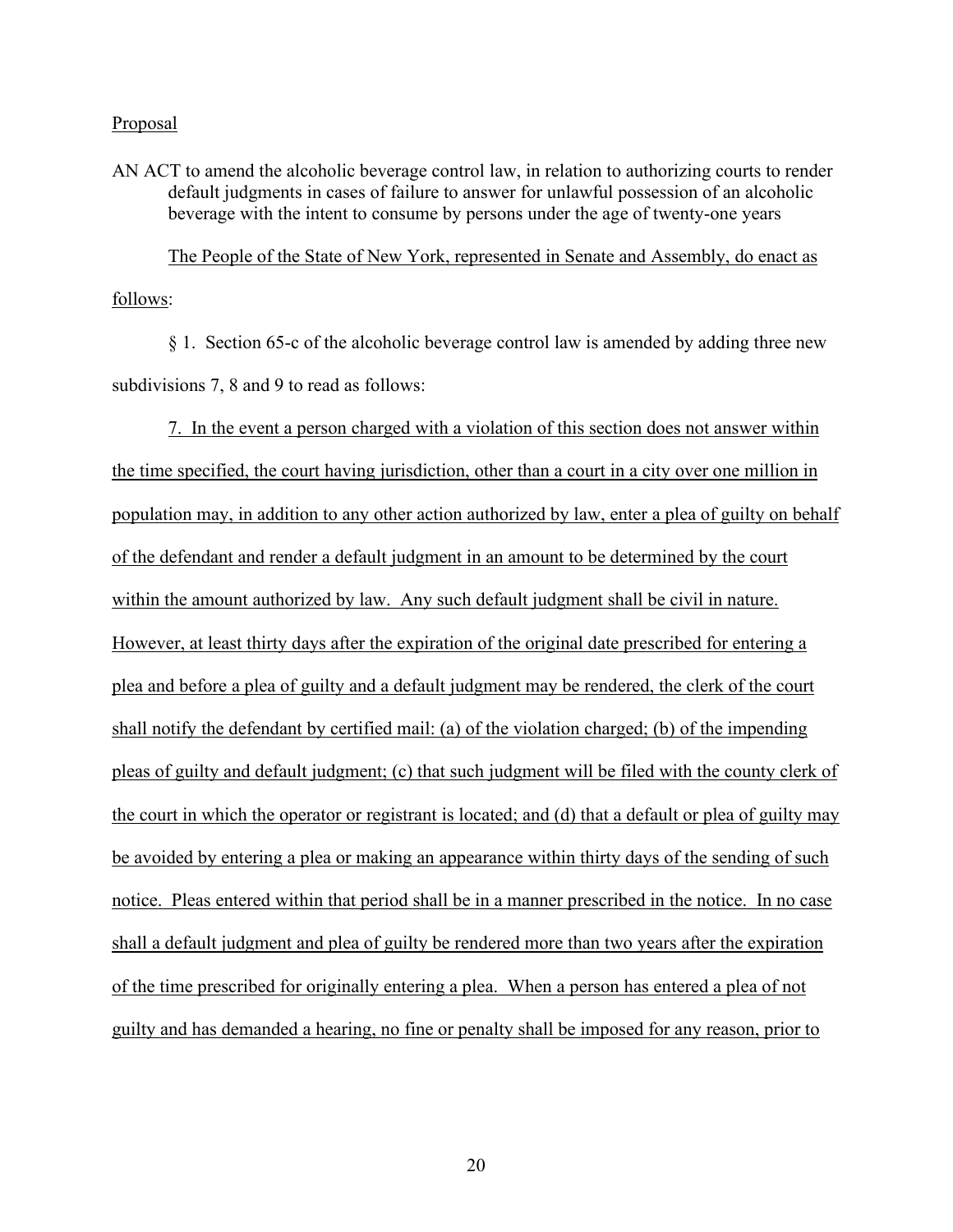Proposal

AN ACT to amend the alcoholic beverage control law, in relation to authorizing courts to render default judgments in cases of failure to answer for unlawful possession of an alcoholic beverage with the intent to consume by persons under the age of twenty-one years

The People of the State of New York, represented in Senate and Assembly, do enact as follows:

§ 1. Section 65-c of the alcoholic beverage control law is amended by adding three new subdivisions 7, 8 and 9 to read as follows:

7. In the event a person charged with a violation of this section does not answer within the time specified, the court having jurisdiction, other than a court in a city over one million in population may, in addition to any other action authorized by law, enter a plea of guilty on behalf of the defendant and render a default judgment in an amount to be determined by the court within the amount authorized by law. Any such default judgment shall be civil in nature. However, at least thirty days after the expiration of the original date prescribed for entering a plea and before a plea of guilty and a default judgment may be rendered, the clerk of the court shall notify the defendant by certified mail: (a) of the violation charged; (b) of the impending pleas of guilty and default judgment; (c) that such judgment will be filed with the county clerk of the court in which the operator or registrant is located; and (d) that a default or plea of guilty may be avoided by entering a plea or making an appearance within thirty days of the sending of such notice. Pleas entered within that period shall be in a manner prescribed in the notice. In no case shall a default judgment and plea of guilty be rendered more than two years after the expiration of the time prescribed for originally entering a plea. When a person has entered a plea of not guilty and has demanded a hearing, no fine or penalty shall be imposed for any reason, prior to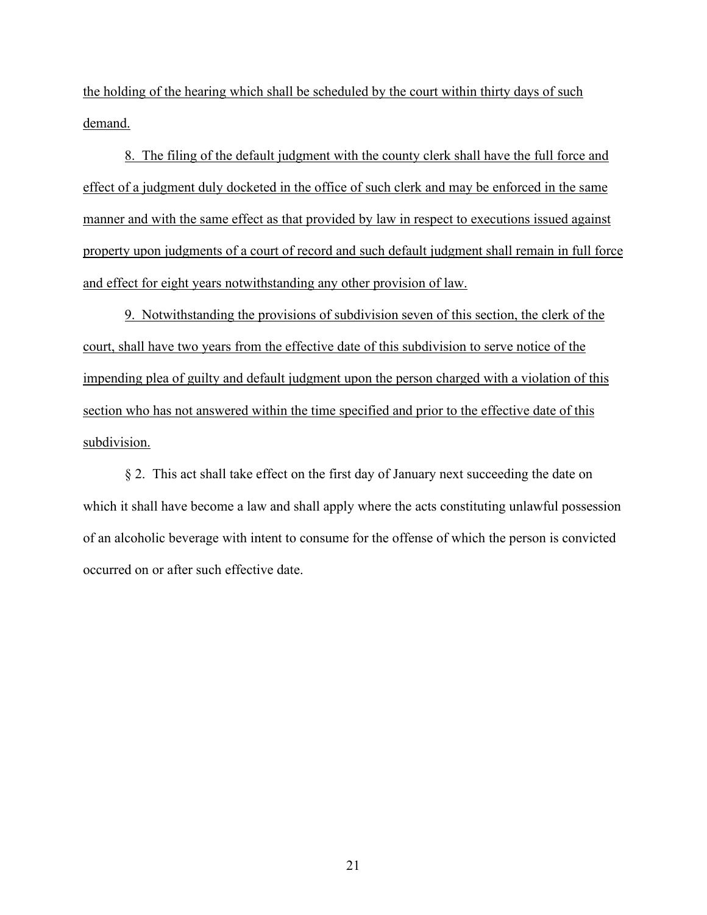the holding of the hearing which shall be scheduled by the court within thirty days of such demand.

8. The filing of the default judgment with the county clerk shall have the full force and effect of a judgment duly docketed in the office of such clerk and may be enforced in the same manner and with the same effect as that provided by law in respect to executions issued against property upon judgments of a court of record and such default judgment shall remain in full force and effect for eight years notwithstanding any other provision of law.

9. Notwithstanding the provisions of subdivision seven of this section, the clerk of the court, shall have two years from the effective date of this subdivision to serve notice of the impending plea of guilty and default judgment upon the person charged with a violation of this section who has not answered within the time specified and prior to the effective date of this subdivision.

§ 2. This act shall take effect on the first day of January next succeeding the date on which it shall have become a law and shall apply where the acts constituting unlawful possession of an alcoholic beverage with intent to consume for the offense of which the person is convicted occurred on or after such effective date.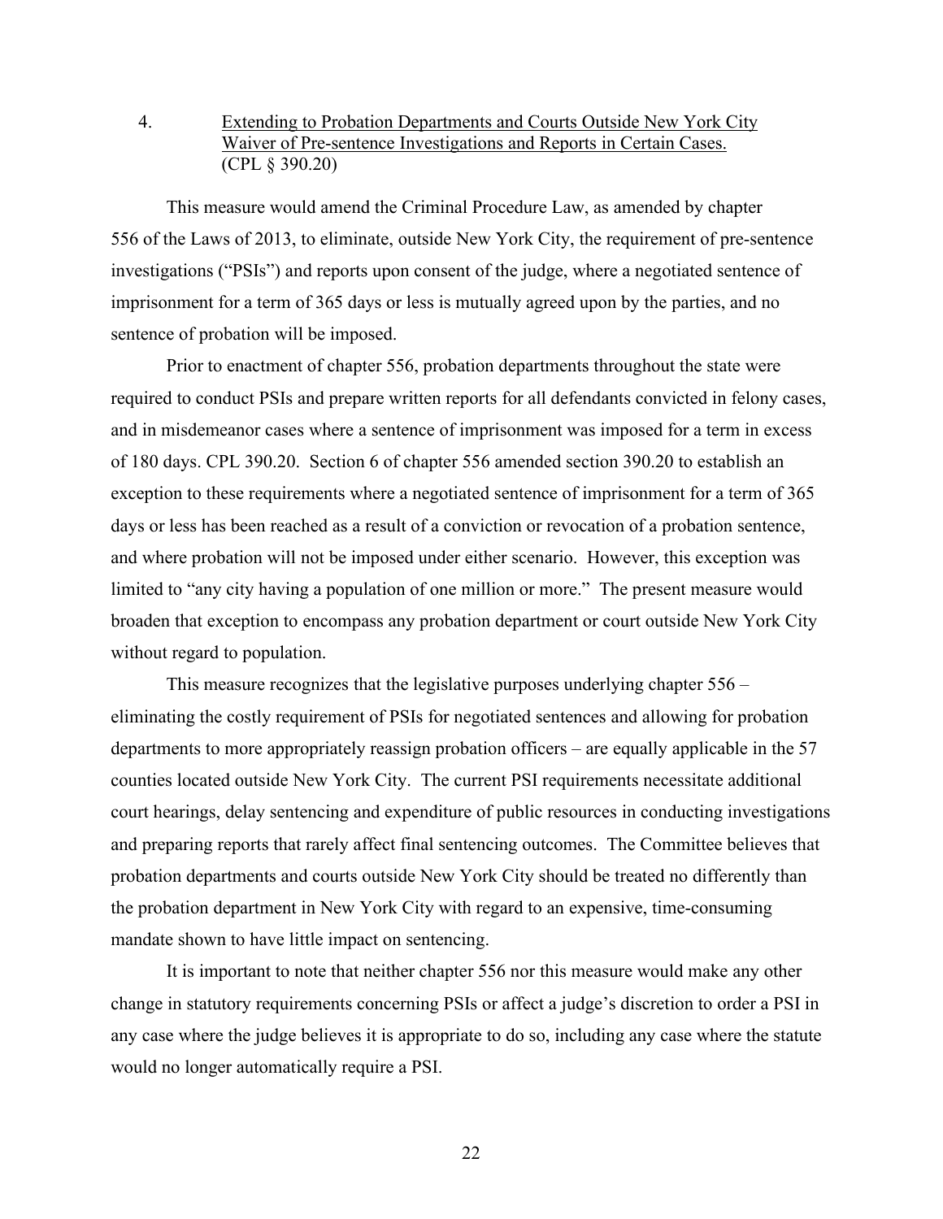4. <u>Extending to Probation Departments and Courts Outside New York City Waiver of Pre-sentence Investigations and Reports in Certain Cases.</u> (CPL § 390.20)

This measure would amend the Criminal Procedure Law, as amended by chapter 556 of the Laws of 2013, to eliminate, outside New York City, the requirement of pre-sentence investigations ("PSIs") and reports upon consent of the judge, where a negotiated sentence of imprisonment for a term of 365 days or less is mutually agreed upon by the parties, and no sentence of probation will be imposed.

Prior to enactment of chapter 556, probation departments throughout the state were required to conduct PSIs and prepare written reports for all defendants convicted in felony cases, and in misdemeanor cases where a sentence of imprisonment was imposed for a term in excess of 180 days. CPL 390.20. Section 6 of chapter 556 amended section 390.20 to establish an exception to these requirements where a negotiated sentence of imprisonment for a term of 365 days or less has been reached as a result of a conviction or revocation of a probation sentence, and where probation will not be imposed under either scenario. However, this exception was limited to "any city having a population of one million or more." The present measure would broaden that exception to encompass any probation department or court outside New York City without regard to population.

This measure recognizes that the legislative purposes underlying chapter 556 – eliminating the costly requirement of PSIs for negotiated sentences and allowing for probation departments to more appropriately reassign probation officers – are equally applicable in the 57 counties located outside New York City. The current PSI requirements necessitate additional court hearings, delay sentencing and expenditure of public resources in conducting investigations and preparing reports that rarely affect final sentencing outcomes. The Committee believes that probation departments and courts outside New York City should be treated no differently than the probation department in New York City with regard to an expensive, time-consuming mandate shown to have little impact on sentencing.

It is important to note that neither chapter 556 nor this measure would make any other change in statutory requirements concerning PSIs or affect a judge's discretion to order a PSI in any case where the judge believes it is appropriate to do so, including any case where the statute would no longer automatically require a PSI.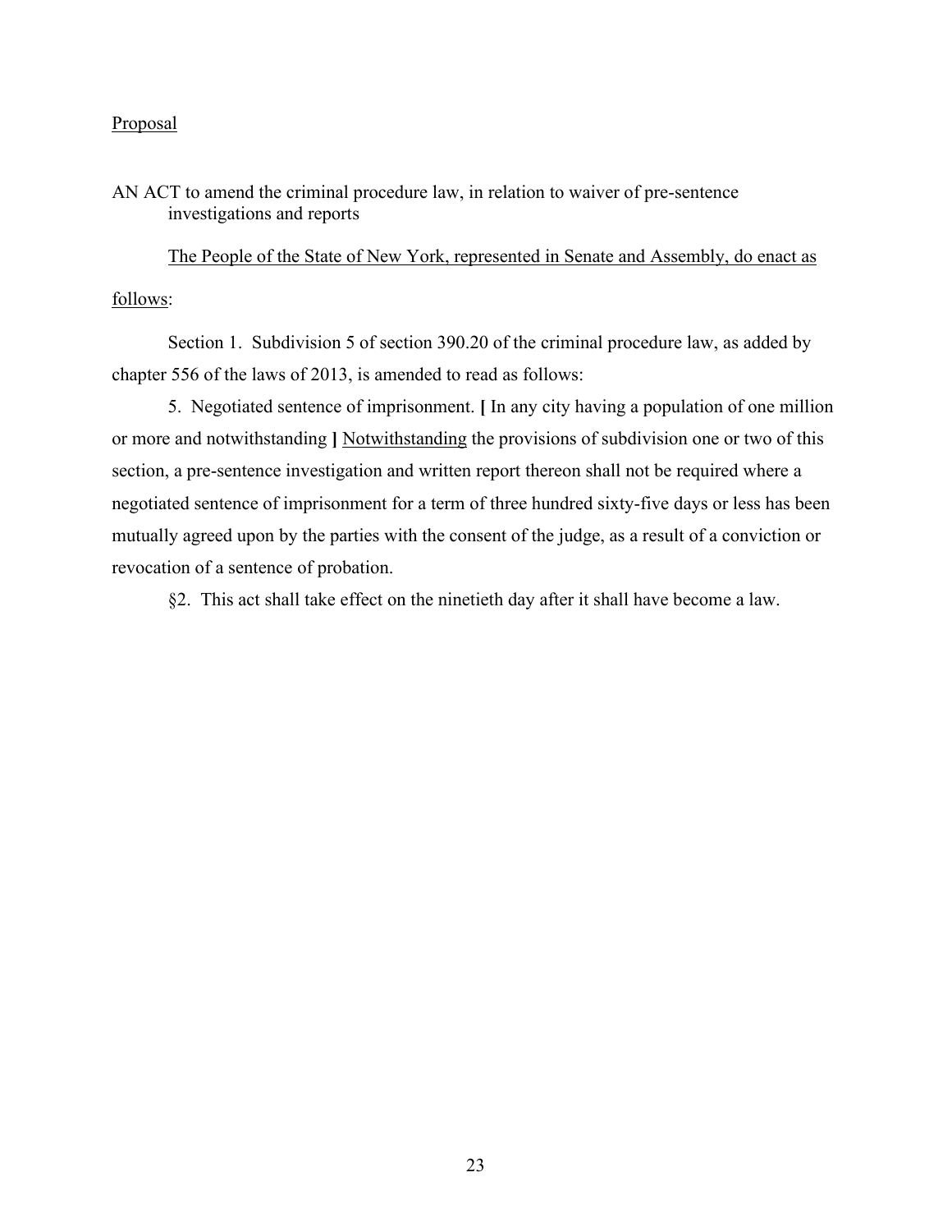Proposal

AN ACT to amend the criminal procedure law, in relation to waiver of pre-sentence investigations and reports

The People of the State of New York, represented in Senate and Assembly, do enact as follows:

Section 1. Subdivision 5 of section 390.20 of the criminal procedure law, as added by chapter 556 of the laws of 2013, is amended to read as follows:

5. Negotiated sentence of imprisonment. **[** In any city having a population of one million or more and notwithstanding **]** Notwithstanding the provisions of subdivision one or two of this section, a pre-sentence investigation and written report thereon shall not be required where a negotiated sentence of imprisonment for a term of three hundred sixty-five days or less has been mutually agreed upon by the parties with the consent of the judge, as a result of a conviction or revocation of a sentence of probation.

§2. This act shall take effect on the ninetieth day after it shall have become a law.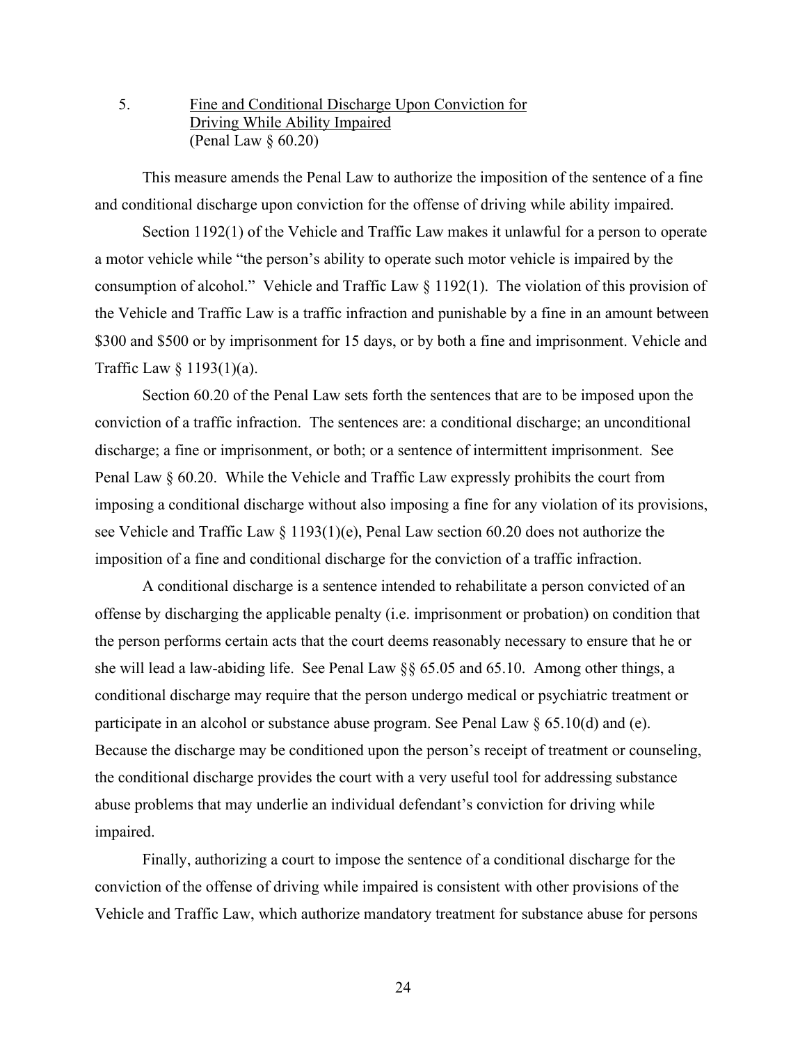5. <u>Fine and Conditional Discharge Upon Conviction for Driving While Ability Impaired</u>
(Penal Law § 60.20)

This measure amends the Penal Law to authorize the imposition of the sentence of a fine and conditional discharge upon conviction for the offense of driving while ability impaired.

Section 1192(1) of the Vehicle and Traffic Law makes it unlawful for a person to operate a motor vehicle while "the person's ability to operate such motor vehicle is impaired by the consumption of alcohol." Vehicle and Traffic Law § 1192(1). The violation of this provision of the Vehicle and Traffic Law is a traffic infraction and punishable by a fine in an amount between $300 and $500 or by imprisonment for 15 days, or by both a fine and imprisonment. Vehicle and Traffic Law § 1193(1)(a).

Section 60.20 of the Penal Law sets forth the sentences that are to be imposed upon the conviction of a traffic infraction. The sentences are: a conditional discharge; an unconditional discharge; a fine or imprisonment, or both; or a sentence of intermittent imprisonment. See Penal Law § 60.20. While the Vehicle and Traffic Law expressly prohibits the court from imposing a conditional discharge without also imposing a fine for any violation of its provisions, see Vehicle and Traffic Law § 1193(1)(e), Penal Law section 60.20 does not authorize the imposition of a fine and conditional discharge for the conviction of a traffic infraction.

A conditional discharge is a sentence intended to rehabilitate a person convicted of an offense by discharging the applicable penalty (i.e. imprisonment or probation) on condition that the person performs certain acts that the court deems reasonably necessary to ensure that he or she will lead a law-abiding life. See Penal Law §§ 65.05 and 65.10. Among other things, a conditional discharge may require that the person undergo medical or psychiatric treatment or participate in an alcohol or substance abuse program. See Penal Law § 65.10(d) and (e). Because the discharge may be conditioned upon the person's receipt of treatment or counseling, the conditional discharge provides the court with a very useful tool for addressing substance abuse problems that may underlie an individual defendant's conviction for driving while impaired.

Finally, authorizing a court to impose the sentence of a conditional discharge for the conviction of the offense of driving while impaired is consistent with other provisions of the Vehicle and Traffic Law, which authorize mandatory treatment for substance abuse for persons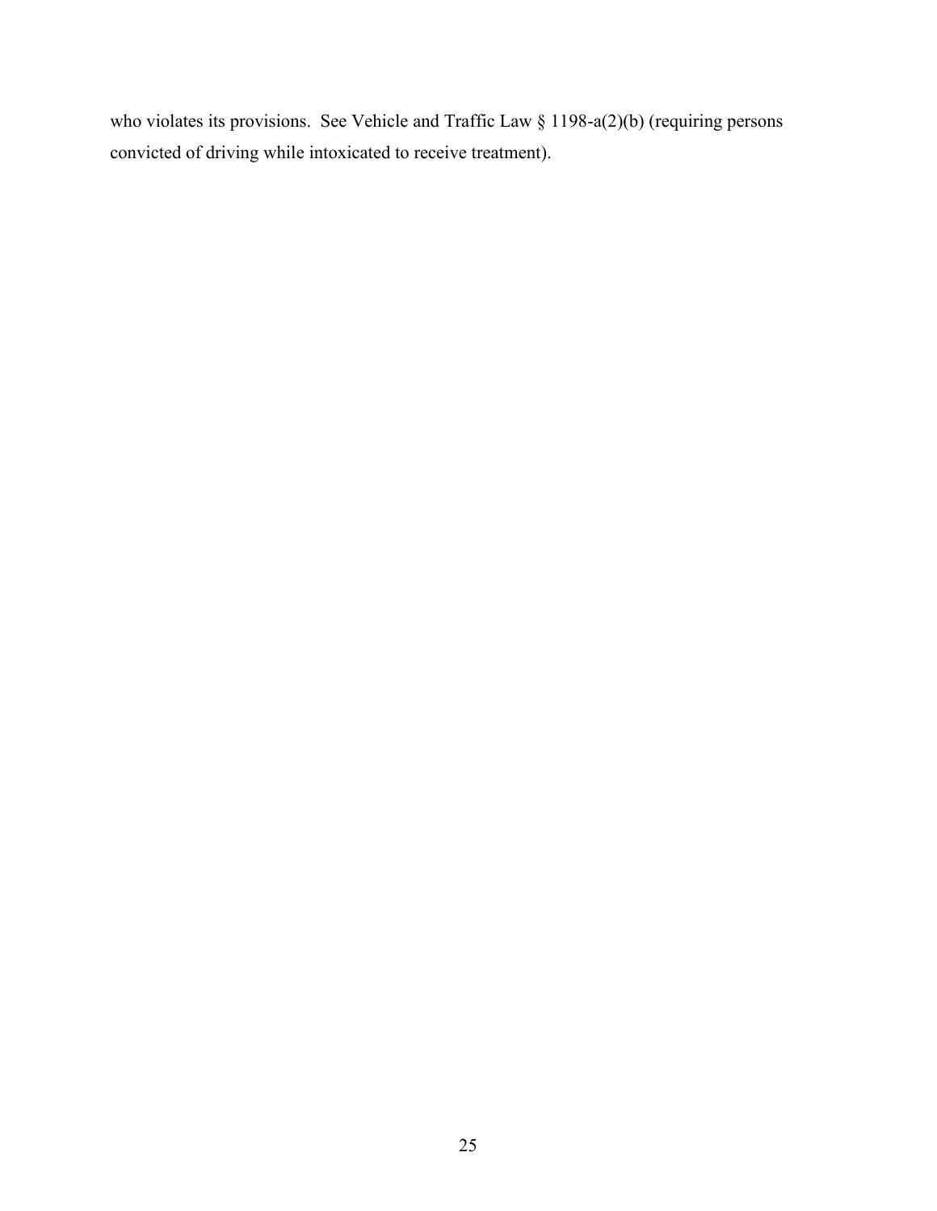who violates its provisions. See Vehicle and Traffic Law § 1198-a(2)(b) (requiring persons convicted of driving while intoxicated to receive treatment).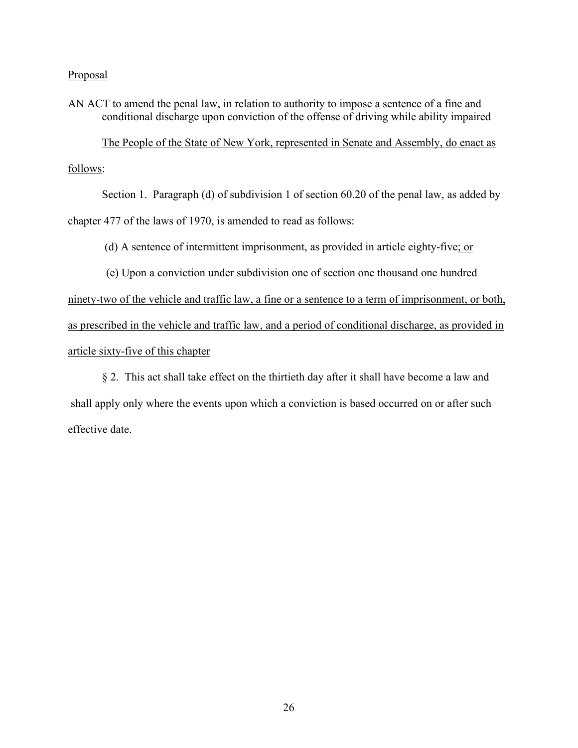Proposal

AN ACT to amend the penal law, in relation to authority to impose a sentence of a fine and conditional discharge upon conviction of the offense of driving while ability impaired

The People of the State of New York, represented in Senate and Assembly, do enact as follows:

Section 1. Paragraph (d) of subdivision 1 of section 60.20 of the penal law, as added by chapter 477 of the laws of 1970, is amended to read as follows:

(d) A sentence of intermittent imprisonment, as provided in article eighty-five; or

(e) Upon a conviction under subdivision one of section one thousand one hundred ninety-two of the vehicle and traffic law, a fine or a sentence to a term of imprisonment, or both, as prescribed in the vehicle and traffic law, and a period of conditional discharge, as provided in article sixty-five of this chapter

§ 2. This act shall take effect on the thirtieth day after it shall have become a law and shall apply only where the events upon which a conviction is based occurred on or after such effective date.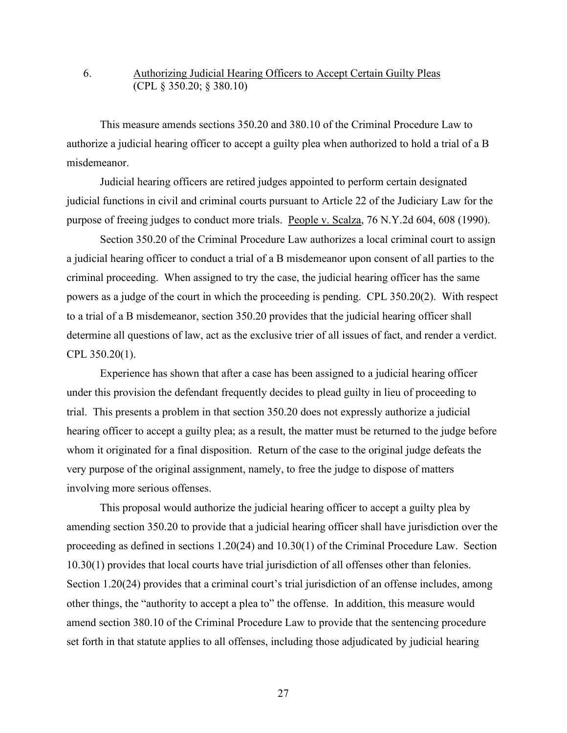6. <u>Authorizing Judicial Hearing Officers to Accept Certain Guilty Pleas</u> (CPL § 350.20; § 380.10)

This measure amends sections 350.20 and 380.10 of the Criminal Procedure Law to authorize a judicial hearing officer to accept a guilty plea when authorized to hold a trial of a B misdemeanor.

Judicial hearing officers are retired judges appointed to perform certain designated judicial functions in civil and criminal courts pursuant to Article 22 of the Judiciary Law for the purpose of freeing judges to conduct more trials. <u>People v. Scalza</u>, 76 N.Y.2d 604, 608 (1990).

Section 350.20 of the Criminal Procedure Law authorizes a local criminal court to assign a judicial hearing officer to conduct a trial of a B misdemeanor upon consent of all parties to the criminal proceeding. When assigned to try the case, the judicial hearing officer has the same powers as a judge of the court in which the proceeding is pending. CPL 350.20(2). With respect to a trial of a B misdemeanor, section 350.20 provides that the judicial hearing officer shall determine all questions of law, act as the exclusive trier of all issues of fact, and render a verdict. CPL 350.20(1).

Experience has shown that after a case has been assigned to a judicial hearing officer under this provision the defendant frequently decides to plead guilty in lieu of proceeding to trial. This presents a problem in that section 350.20 does not expressly authorize a judicial hearing officer to accept a guilty plea; as a result, the matter must be returned to the judge before whom it originated for a final disposition. Return of the case to the original judge defeats the very purpose of the original assignment, namely, to free the judge to dispose of matters involving more serious offenses.

This proposal would authorize the judicial hearing officer to accept a guilty plea by amending section 350.20 to provide that a judicial hearing officer shall have jurisdiction over the proceeding as defined in sections 1.20(24) and 10.30(1) of the Criminal Procedure Law. Section 10.30(1) provides that local courts have trial jurisdiction of all offenses other than felonies. Section 1.20(24) provides that a criminal court's trial jurisdiction of an offense includes, among other things, the "authority to accept a plea to" the offense. In addition, this measure would amend section 380.10 of the Criminal Procedure Law to provide that the sentencing procedure set forth in that statute applies to all offenses, including those adjudicated by judicial hearing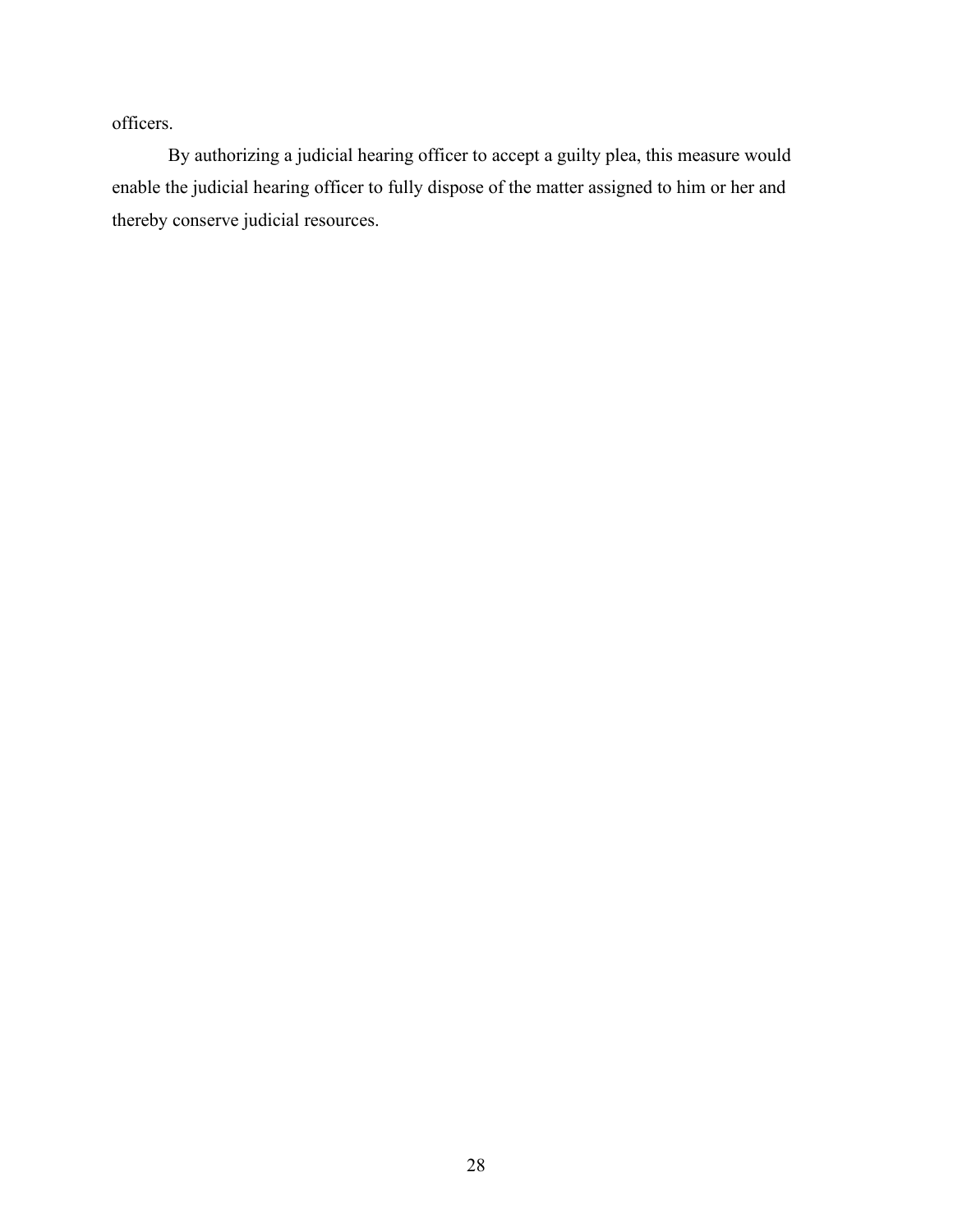officers.

By authorizing a judicial hearing officer to accept a guilty plea, this measure would enable the judicial hearing officer to fully dispose of the matter assigned to him or her and thereby conserve judicial resources.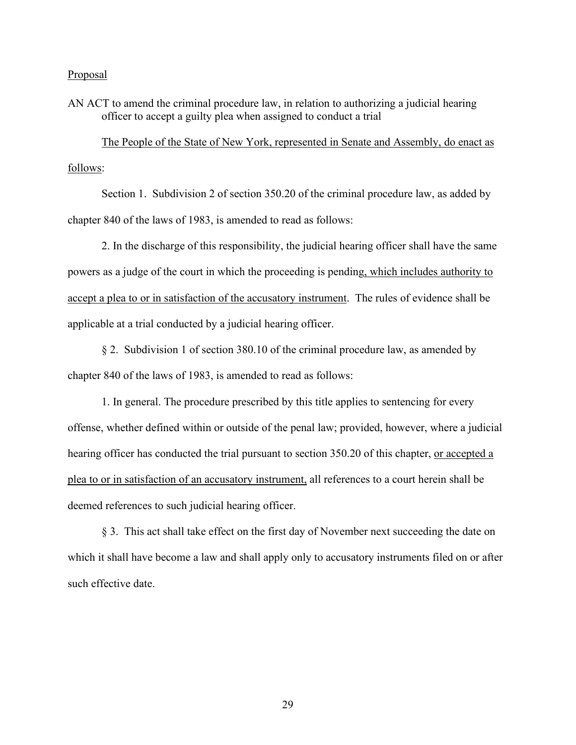Proposal

AN ACT to amend the criminal procedure law, in relation to authorizing a judicial hearing officer to accept a guilty plea when assigned to conduct a trial

The People of the State of New York, represented in Senate and Assembly, do enact as follows:

Section 1. Subdivision 2 of section 350.20 of the criminal procedure law, as added by chapter 840 of the laws of 1983, is amended to read as follows:

2. In the discharge of this responsibility, the judicial hearing officer shall have the same powers as a judge of the court in which the proceeding is pending, which includes authority to accept a plea to or in satisfaction of the accusatory instrument. The rules of evidence shall be applicable at a trial conducted by a judicial hearing officer.

§ 2. Subdivision 1 of section 380.10 of the criminal procedure law, as amended by chapter 840 of the laws of 1983, is amended to read as follows:

1. In general. The procedure prescribed by this title applies to sentencing for every offense, whether defined within or outside of the penal law; provided, however, where a judicial hearing officer has conducted the trial pursuant to section 350.20 of this chapter, or accepted a plea to or in satisfaction of an accusatory instrument, all references to a court herein shall be deemed references to such judicial hearing officer.

§ 3. This act shall take effect on the first day of November next succeeding the date on which it shall have become a law and shall apply only to accusatory instruments filed on or after such effective date.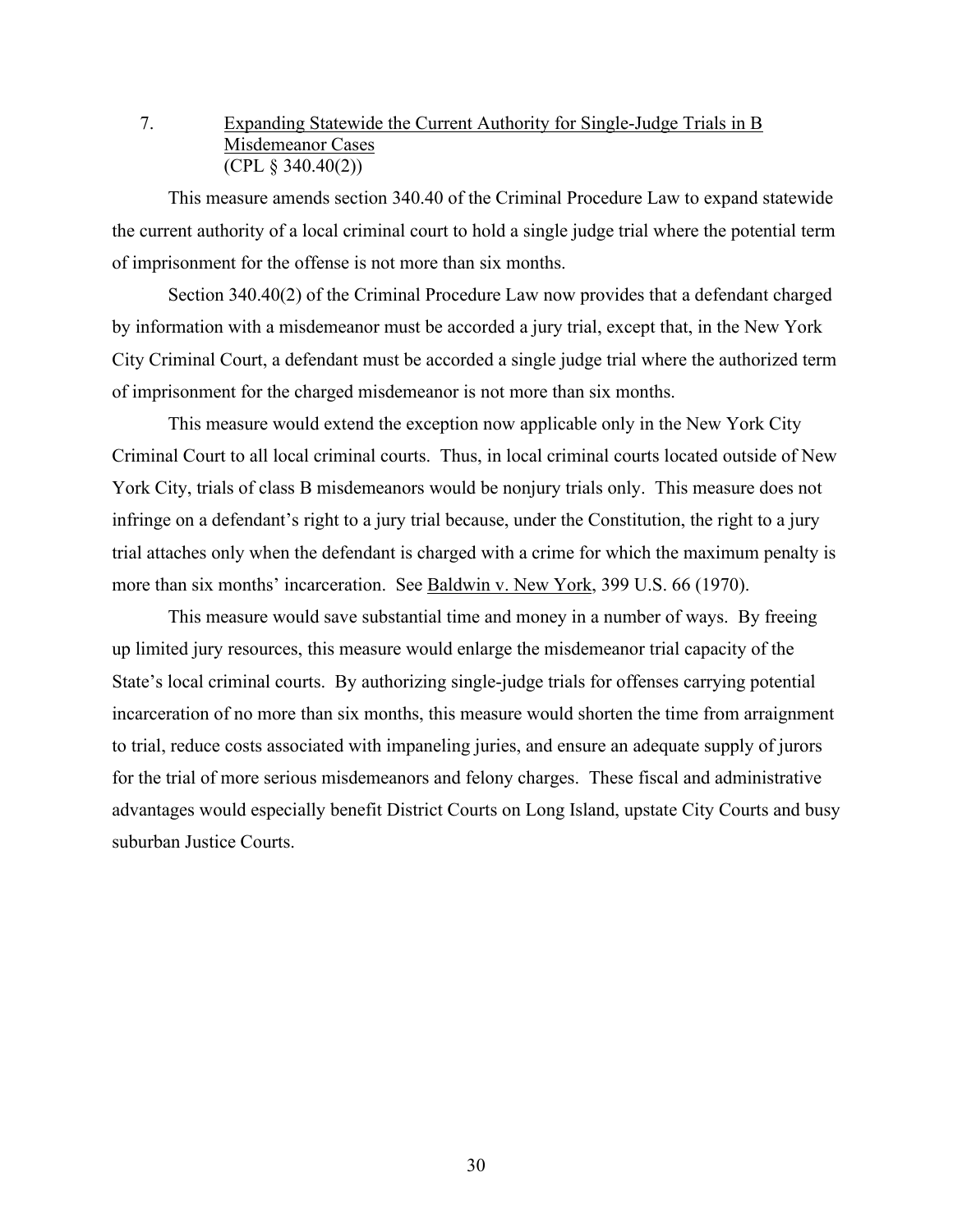7. <u>Expanding Statewide the Current Authority for Single-Judge Trials in B Misdemeanor Cases</u>
(CPL § 340.40(2))

This measure amends section 340.40 of the Criminal Procedure Law to expand statewide the current authority of a local criminal court to hold a single judge trial where the potential term of imprisonment for the offense is not more than six months.

Section 340.40(2) of the Criminal Procedure Law now provides that a defendant charged by information with a misdemeanor must be accorded a jury trial, except that, in the New York City Criminal Court, a defendant must be accorded a single judge trial where the authorized term of imprisonment for the charged misdemeanor is not more than six months.

This measure would extend the exception now applicable only in the New York City Criminal Court to all local criminal courts. Thus, in local criminal courts located outside of New York City, trials of class B misdemeanors would be nonjury trials only. This measure does not infringe on a defendant's right to a jury trial because, under the Constitution, the right to a jury trial attaches only when the defendant is charged with a crime for which the maximum penalty is more than six months' incarceration. See <u>Baldwin v. New York</u>, 399 U.S. 66 (1970).

This measure would save substantial time and money in a number of ways. By freeing up limited jury resources, this measure would enlarge the misdemeanor trial capacity of the State's local criminal courts. By authorizing single-judge trials for offenses carrying potential incarceration of no more than six months, this measure would shorten the time from arraignment to trial, reduce costs associated with impaneling juries, and ensure an adequate supply of jurors for the trial of more serious misdemeanors and felony charges. These fiscal and administrative advantages would especially benefit District Courts on Long Island, upstate City Courts and busy suburban Justice Courts.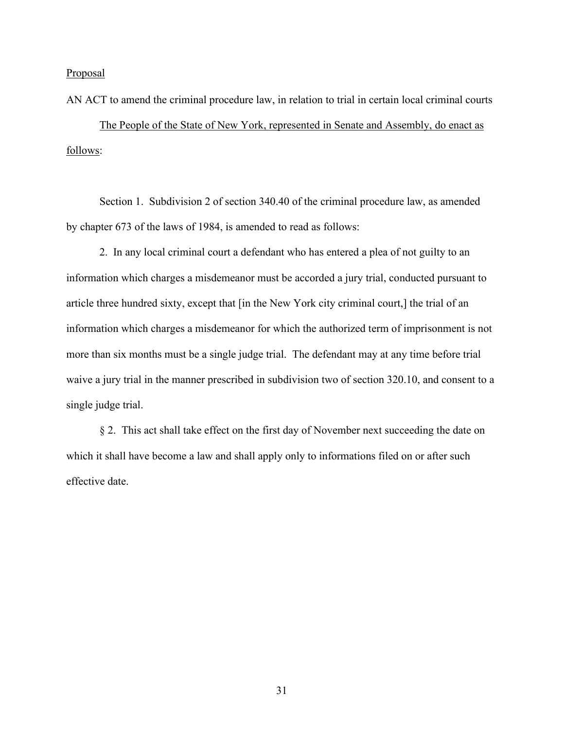Proposal

AN ACT to amend the criminal procedure law, in relation to trial in certain local criminal courts

The People of the State of New York, represented in Senate and Assembly, do enact as follows:

Section 1. Subdivision 2 of section 340.40 of the criminal procedure law, as amended by chapter 673 of the laws of 1984, is amended to read as follows:

2. In any local criminal court a defendant who has entered a plea of not guilty to an information which charges a misdemeanor must be accorded a jury trial, conducted pursuant to article three hundred sixty, except that [in the New York city criminal court,] the trial of an information which charges a misdemeanor for which the authorized term of imprisonment is not more than six months must be a single judge trial. The defendant may at any time before trial waive a jury trial in the manner prescribed in subdivision two of section 320.10, and consent to a single judge trial.

§ 2. This act shall take effect on the first day of November next succeeding the date on which it shall have become a law and shall apply only to informations filed on or after such effective date.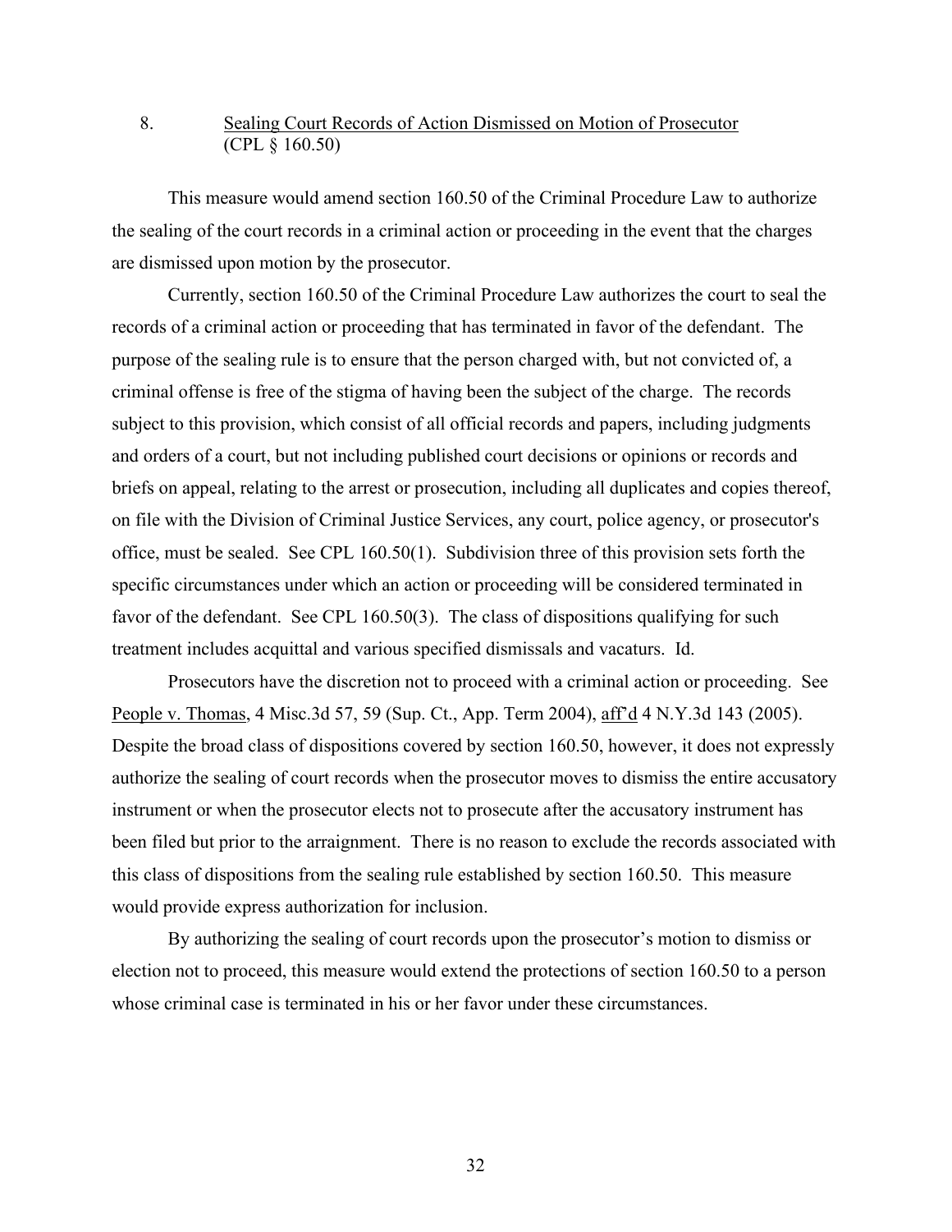8. <u>Sealing Court Records of Action Dismissed on Motion of Prosecutor</u> (CPL § 160.50)

This measure would amend section 160.50 of the Criminal Procedure Law to authorize the sealing of the court records in a criminal action or proceeding in the event that the charges are dismissed upon motion by the prosecutor.

Currently, section 160.50 of the Criminal Procedure Law authorizes the court to seal the records of a criminal action or proceeding that has terminated in favor of the defendant. The purpose of the sealing rule is to ensure that the person charged with, but not convicted of, a criminal offense is free of the stigma of having been the subject of the charge. The records subject to this provision, which consist of all official records and papers, including judgments and orders of a court, but not including published court decisions or opinions or records and briefs on appeal, relating to the arrest or prosecution, including all duplicates and copies thereof, on file with the Division of Criminal Justice Services, any court, police agency, or prosecutor's office, must be sealed. See CPL 160.50(1). Subdivision three of this provision sets forth the specific circumstances under which an action or proceeding will be considered terminated in favor of the defendant. See CPL 160.50(3). The class of dispositions qualifying for such treatment includes acquittal and various specified dismissals and vacaturs. Id.

Prosecutors have the discretion not to proceed with a criminal action or proceeding. See <u>People v. Thomas</u>, 4 Misc.3d 57, 59 (Sup. Ct., App. Term 2004), <u>aff'd</u> 4 N.Y.3d 143 (2005). Despite the broad class of dispositions covered by section 160.50, however, it does not expressly authorize the sealing of court records when the prosecutor moves to dismiss the entire accusatory instrument or when the prosecutor elects not to prosecute after the accusatory instrument has been filed but prior to the arraignment. There is no reason to exclude the records associated with this class of dispositions from the sealing rule established by section 160.50. This measure would provide express authorization for inclusion.

By authorizing the sealing of court records upon the prosecutor's motion to dismiss or election not to proceed, this measure would extend the protections of section 160.50 to a person whose criminal case is terminated in his or her favor under these circumstances.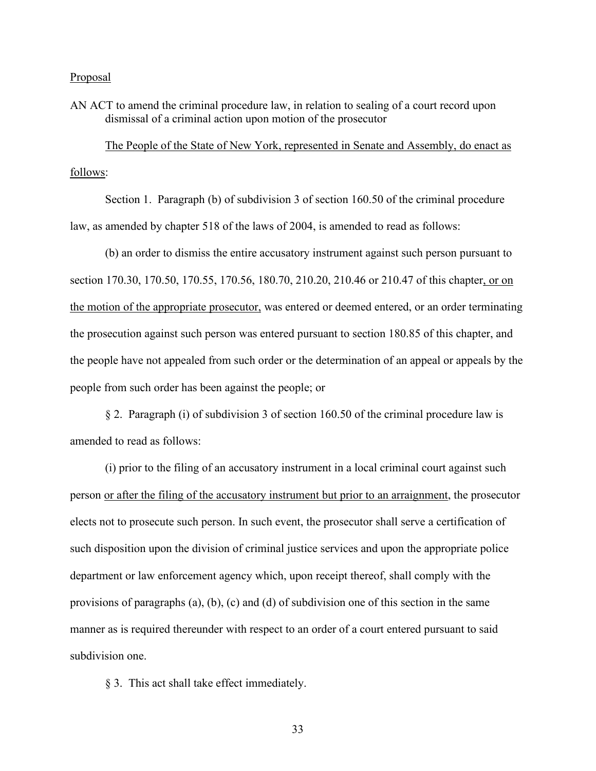Proposal

AN ACT to amend the criminal procedure law, in relation to sealing of a court record upon dismissal of a criminal action upon motion of the prosecutor

The People of the State of New York, represented in Senate and Assembly, do enact as follows:

Section 1. Paragraph (b) of subdivision 3 of section 160.50 of the criminal procedure law, as amended by chapter 518 of the laws of 2004, is amended to read as follows:

(b) an order to dismiss the entire accusatory instrument against such person pursuant to section 170.30, 170.50, 170.55, 170.56, 180.70, 210.20, 210.46 or 210.47 of this chapter, or on the motion of the appropriate prosecutor, was entered or deemed entered, or an order terminating the prosecution against such person was entered pursuant to section 180.85 of this chapter, and the people have not appealed from such order or the determination of an appeal or appeals by the people from such order has been against the people; or

§ 2. Paragraph (i) of subdivision 3 of section 160.50 of the criminal procedure law is amended to read as follows:

(i) prior to the filing of an accusatory instrument in a local criminal court against such person or after the filing of the accusatory instrument but prior to an arraignment, the prosecutor elects not to prosecute such person. In such event, the prosecutor shall serve a certification of such disposition upon the division of criminal justice services and upon the appropriate police department or law enforcement agency which, upon receipt thereof, shall comply with the provisions of paragraphs (a), (b), (c) and (d) of subdivision one of this section in the same manner as is required thereunder with respect to an order of a court entered pursuant to said subdivision one.

§ 3. This act shall take effect immediately.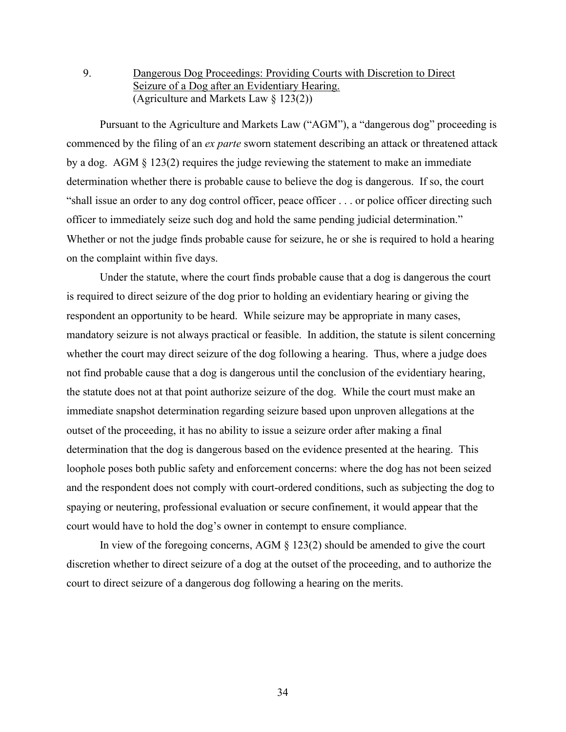9. <u>Dangerous Dog Proceedings: Providing Courts with Discretion to Direct Seizure of a Dog after an Evidentiary Hearing.</u>
(Agriculture and Markets Law § 123(2))

Pursuant to the Agriculture and Markets Law ("AGM"), a "dangerous dog" proceeding is commenced by the filing of an *ex parte* sworn statement describing an attack or threatened attack by a dog. AGM § 123(2) requires the judge reviewing the statement to make an immediate determination whether there is probable cause to believe the dog is dangerous. If so, the court "shall issue an order to any dog control officer, peace officer . . . or police officer directing such officer to immediately seize such dog and hold the same pending judicial determination." Whether or not the judge finds probable cause for seizure, he or she is required to hold a hearing on the complaint within five days.

Under the statute, where the court finds probable cause that a dog is dangerous the court is required to direct seizure of the dog prior to holding an evidentiary hearing or giving the respondent an opportunity to be heard. While seizure may be appropriate in many cases, mandatory seizure is not always practical or feasible. In addition, the statute is silent concerning whether the court may direct seizure of the dog following a hearing. Thus, where a judge does not find probable cause that a dog is dangerous until the conclusion of the evidentiary hearing, the statute does not at that point authorize seizure of the dog. While the court must make an immediate snapshot determination regarding seizure based upon unproven allegations at the outset of the proceeding, it has no ability to issue a seizure order after making a final determination that the dog is dangerous based on the evidence presented at the hearing. This loophole poses both public safety and enforcement concerns: where the dog has not been seized and the respondent does not comply with court-ordered conditions, such as subjecting the dog to spaying or neutering, professional evaluation or secure confinement, it would appear that the court would have to hold the dog's owner in contempt to ensure compliance.

In view of the foregoing concerns, AGM § 123(2) should be amended to give the court discretion whether to direct seizure of a dog at the outset of the proceeding, and to authorize the court to direct seizure of a dangerous dog following a hearing on the merits.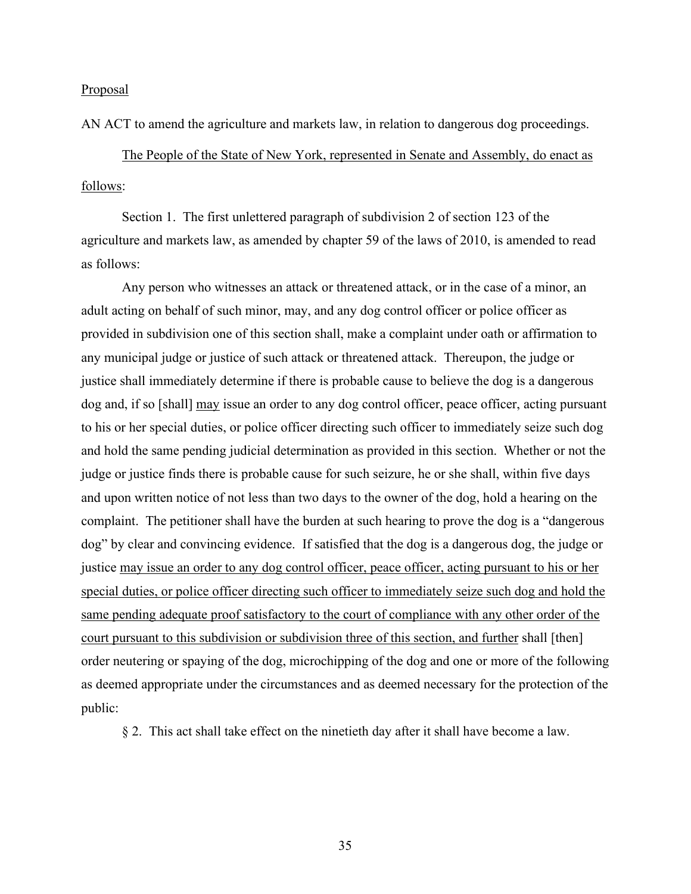<u>Proposal</u>

AN ACT to amend the agriculture and markets law, in relation to dangerous dog proceedings.

<u>The People of the State of New York, represented in Senate and Assembly, do enact as follows</u>:

Section 1. The first unlettered paragraph of subdivision 2 of section 123 of the agriculture and markets law, as amended by chapter 59 of the laws of 2010, is amended to read as follows:

Any person who witnesses an attack or threatened attack, or in the case of a minor, an adult acting on behalf of such minor, may, and any dog control officer or police officer as provided in subdivision one of this section shall, make a complaint under oath or affirmation to any municipal judge or justice of such attack or threatened attack. Thereupon, the judge or justice shall immediately determine if there is probable cause to believe the dog is a dangerous dog and, if so [shall] <u>may</u> issue an order to any dog control officer, peace officer, acting pursuant to his or her special duties, or police officer directing such officer to immediately seize such dog and hold the same pending judicial determination as provided in this section. Whether or not the judge or justice finds there is probable cause for such seizure, he or she shall, within five days and upon written notice of not less than two days to the owner of the dog, hold a hearing on the complaint. The petitioner shall have the burden at such hearing to prove the dog is a "dangerous dog" by clear and convincing evidence. If satisfied that the dog is a dangerous dog, the judge or justice <u>may issue an order to any dog control officer, peace officer, acting pursuant to his or her special duties, or police officer directing such officer to immediately seize such dog and hold the same pending adequate proof satisfactory to the court of compliance with any other order of the court pursuant to this subdivision or subdivision three of this section, and further</u> shall [then] order neutering or spaying of the dog, microchipping of the dog and one or more of the following as deemed appropriate under the circumstances and as deemed necessary for the protection of the public:

§ 2. This act shall take effect on the ninetieth day after it shall have become a law.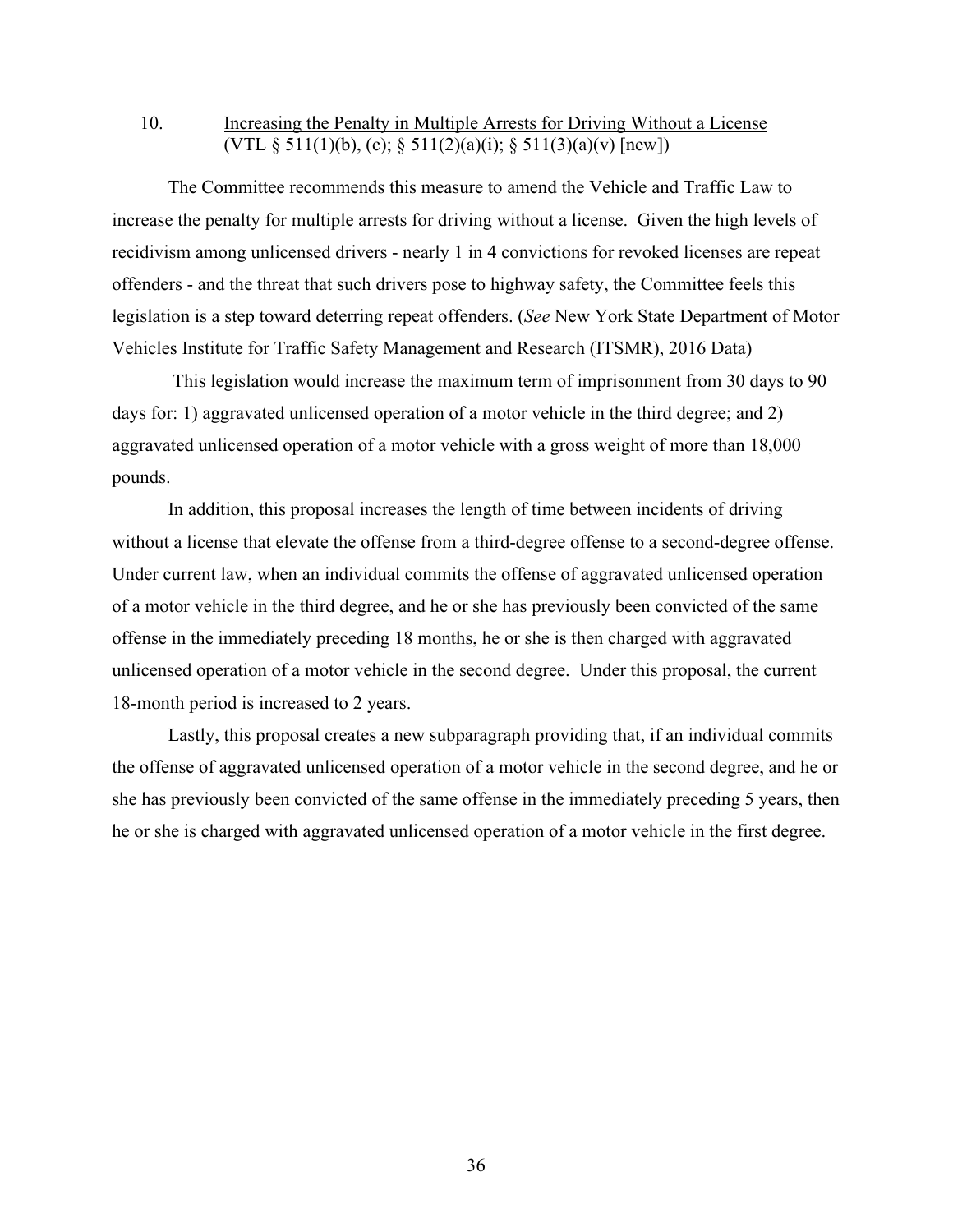10. <u>Increasing the Penalty in Multiple Arrests for Driving Without a License</u> (VTL § 511(1)(b), (c); § 511(2)(a)(i); § 511(3)(a)(v) [new])

The Committee recommends this measure to amend the Vehicle and Traffic Law to increase the penalty for multiple arrests for driving without a license. Given the high levels of recidivism among unlicensed drivers - nearly 1 in 4 convictions for revoked licenses are repeat offenders - and the threat that such drivers pose to highway safety, the Committee feels this legislation is a step toward deterring repeat offenders. (*See* New York State Department of Motor Vehicles Institute for Traffic Safety Management and Research (ITSMR), 2016 Data)

This legislation would increase the maximum term of imprisonment from 30 days to 90 days for: 1) aggravated unlicensed operation of a motor vehicle in the third degree; and 2) aggravated unlicensed operation of a motor vehicle with a gross weight of more than 18,000 pounds.

In addition, this proposal increases the length of time between incidents of driving without a license that elevate the offense from a third-degree offense to a second-degree offense. Under current law, when an individual commits the offense of aggravated unlicensed operation of a motor vehicle in the third degree, and he or she has previously been convicted of the same offense in the immediately preceding 18 months, he or she is then charged with aggravated unlicensed operation of a motor vehicle in the second degree. Under this proposal, the current 18-month period is increased to 2 years.

Lastly, this proposal creates a new subparagraph providing that, if an individual commits the offense of aggravated unlicensed operation of a motor vehicle in the second degree, and he or she has previously been convicted of the same offense in the immediately preceding 5 years, then he or she is charged with aggravated unlicensed operation of a motor vehicle in the first degree.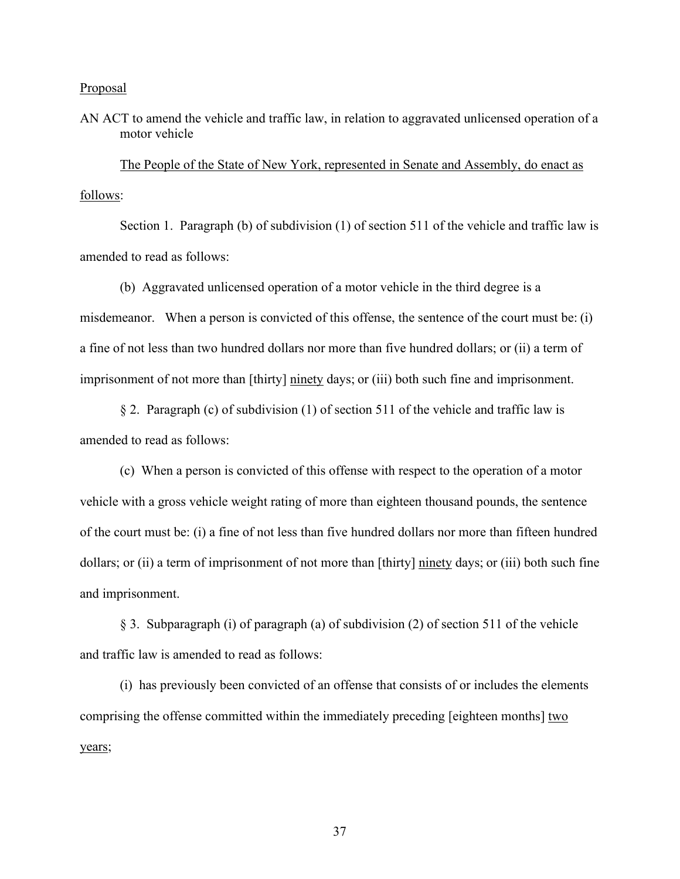<u>Proposal</u>

AN ACT to amend the vehicle and traffic law, in relation to aggravated unlicensed operation of a motor vehicle

<u>The People of the State of New York, represented in Senate and Assembly, do enact as follows</u>:

Section 1. Paragraph (b) of subdivision (1) of section 511 of the vehicle and traffic law is amended to read as follows:

(b) Aggravated unlicensed operation of a motor vehicle in the third degree is a misdemeanor. When a person is convicted of this offense, the sentence of the court must be: (i) a fine of not less than two hundred dollars nor more than five hundred dollars; or (ii) a term of imprisonment of not more than [thirty] <u>ninety</u> days; or (iii) both such fine and imprisonment.

§ 2. Paragraph (c) of subdivision (1) of section 511 of the vehicle and traffic law is amended to read as follows:

(c) When a person is convicted of this offense with respect to the operation of a motor vehicle with a gross vehicle weight rating of more than eighteen thousand pounds, the sentence of the court must be: (i) a fine of not less than five hundred dollars nor more than fifteen hundred dollars; or (ii) a term of imprisonment of not more than [thirty] <u>ninety</u> days; or (iii) both such fine and imprisonment.

§ 3. Subparagraph (i) of paragraph (a) of subdivision (2) of section 511 of the vehicle and traffic law is amended to read as follows:

(i) has previously been convicted of an offense that consists of or includes the elements comprising the offense committed within the immediately preceding [eighteen months] <u>two years</u>;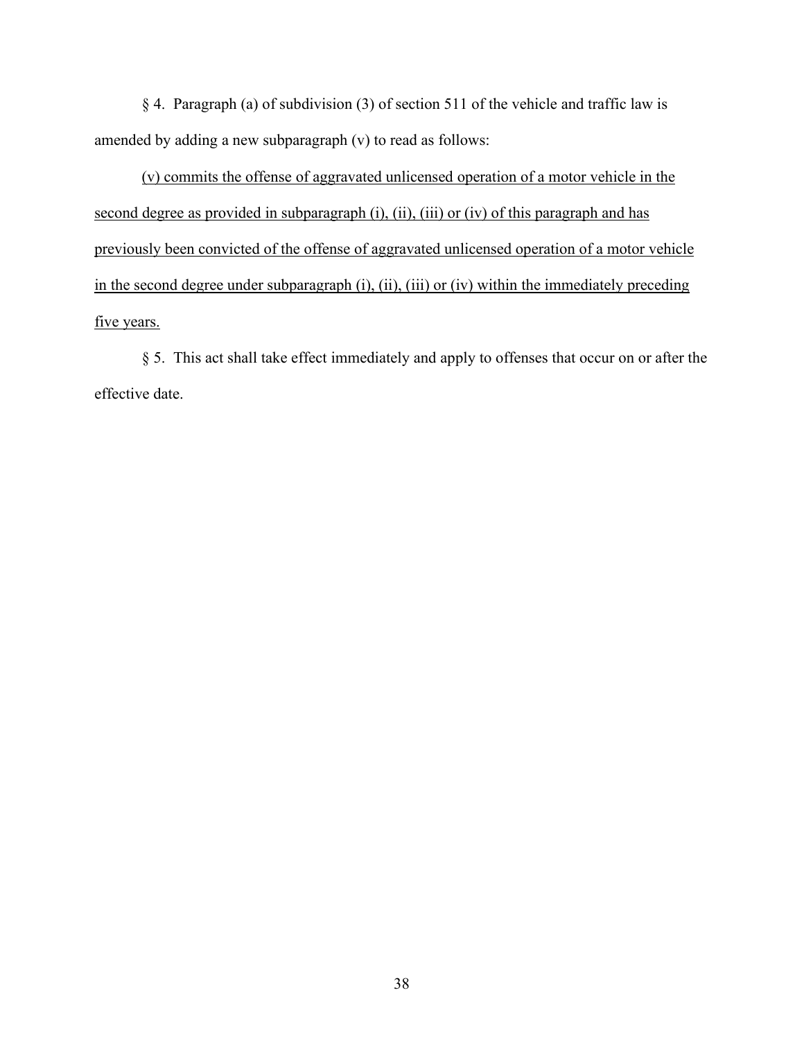§ 4. Paragraph (a) of subdivision (3) of section 511 of the vehicle and traffic law is amended by adding a new subparagraph (v) to read as follows:

<u>(v) commits the offense of aggravated unlicensed operation of a motor vehicle in the second degree as provided in subparagraph (i), (ii), (iii) or (iv) of this paragraph and has previously been convicted of the offense of aggravated unlicensed operation of a motor vehicle in the second degree under subparagraph (i), (ii), (iii) or (iv) within the immediately preceding five years.</u>

§ 5. This act shall take effect immediately and apply to offenses that occur on or after the effective date.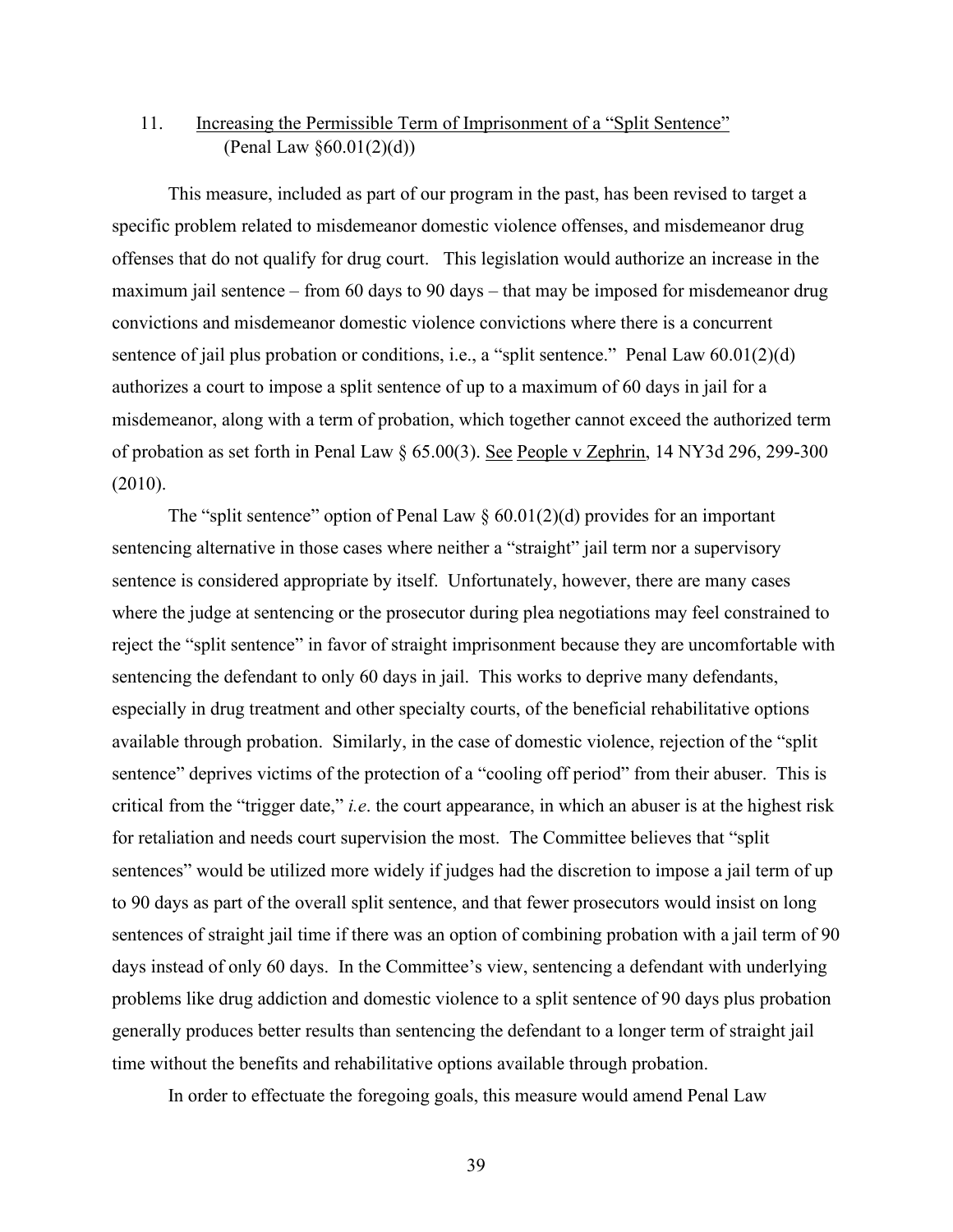11. <u>Increasing the Permissible Term of Imprisonment of a "Split Sentence"</u> (Penal Law §60.01(2)(d))

This measure, included as part of our program in the past, has been revised to target a specific problem related to misdemeanor domestic violence offenses, and misdemeanor drug offenses that do not qualify for drug court. This legislation would authorize an increase in the maximum jail sentence – from 60 days to 90 days – that may be imposed for misdemeanor drug convictions and misdemeanor domestic violence convictions where there is a concurrent sentence of jail plus probation or conditions, i.e., a "split sentence." Penal Law 60.01(2)(d) authorizes a court to impose a split sentence of up to a maximum of 60 days in jail for a misdemeanor, along with a term of probation, which together cannot exceed the authorized term of probation as set forth in Penal Law § 65.00(3). <u>See</u> <u>People v Zephrin</u>, 14 NY3d 296, 299-300 (2010).

The "split sentence" option of Penal Law § 60.01(2)(d) provides for an important sentencing alternative in those cases where neither a "straight" jail term nor a supervisory sentence is considered appropriate by itself. Unfortunately, however, there are many cases where the judge at sentencing or the prosecutor during plea negotiations may feel constrained to reject the "split sentence" in favor of straight imprisonment because they are uncomfortable with sentencing the defendant to only 60 days in jail. This works to deprive many defendants, especially in drug treatment and other specialty courts, of the beneficial rehabilitative options available through probation. Similarly, in the case of domestic violence, rejection of the "split sentence" deprives victims of the protection of a "cooling off period" from their abuser. This is critical from the "trigger date," *i.e.* the court appearance, in which an abuser is at the highest risk for retaliation and needs court supervision the most. The Committee believes that "split sentences" would be utilized more widely if judges had the discretion to impose a jail term of up to 90 days as part of the overall split sentence, and that fewer prosecutors would insist on long sentences of straight jail time if there was an option of combining probation with a jail term of 90 days instead of only 60 days. In the Committee's view, sentencing a defendant with underlying problems like drug addiction and domestic violence to a split sentence of 90 days plus probation generally produces better results than sentencing the defendant to a longer term of straight jail time without the benefits and rehabilitative options available through probation.

In order to effectuate the foregoing goals, this measure would amend Penal Law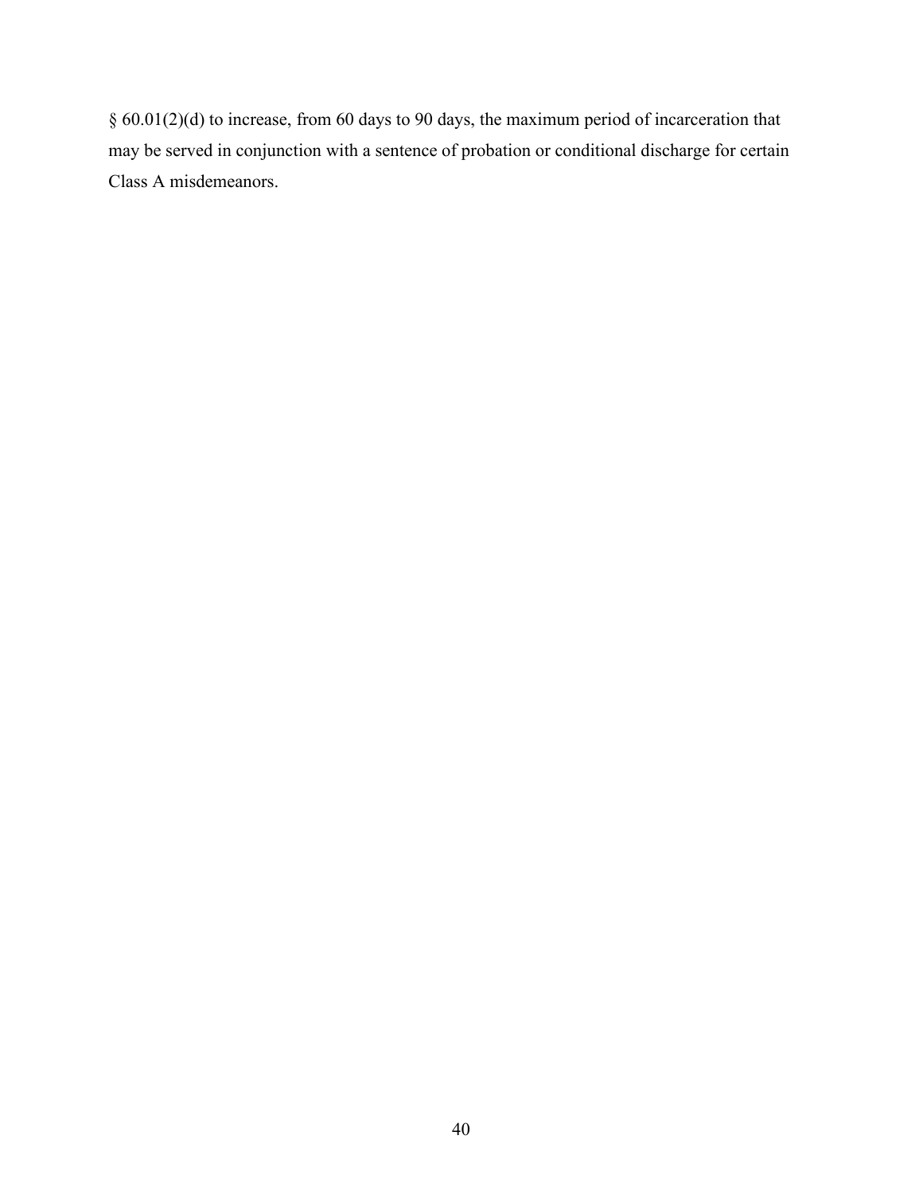§ 60.01(2)(d) to increase, from 60 days to 90 days, the maximum period of incarceration that may be served in conjunction with a sentence of probation or conditional discharge for certain Class A misdemeanors.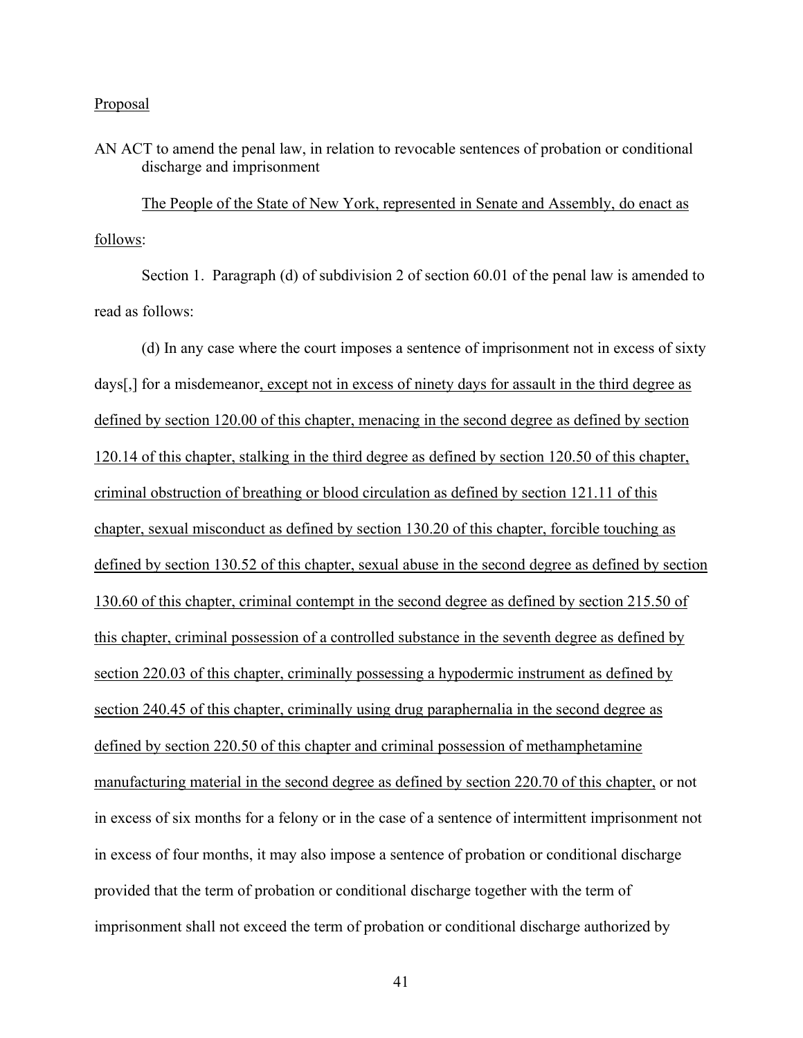<u>Proposal</u>

AN ACT to amend the penal law, in relation to revocable sentences of probation or conditional discharge and imprisonment

<u>The People of the State of New York, represented in Senate and Assembly, do enact as follows</u>:

Section 1. Paragraph (d) of subdivision 2 of section 60.01 of the penal law is amended to read as follows:

(d) In any case where the court imposes a sentence of imprisonment not in excess of sixty days[,] for a misdemeanor<u>, except not in excess of ninety days for assault in the third degree as defined by section 120.00 of this chapter, menacing in the second degree as defined by section 120.14 of this chapter, stalking in the third degree as defined by section 120.50 of this chapter, criminal obstruction of breathing or blood circulation as defined by section 121.11 of this chapter, sexual misconduct as defined by section 130.20 of this chapter, forcible touching as defined by section 130.52 of this chapter, sexual abuse in the second degree as defined by section 130.60 of this chapter, criminal contempt in the second degree as defined by section 215.50 of this chapter, criminal possession of a controlled substance in the seventh degree as defined by section 220.03 of this chapter, criminally possessing a hypodermic instrument as defined by section 240.45 of this chapter, criminally using drug paraphernalia in the second degree as defined by section 220.50 of this chapter and criminal possession of methamphetamine manufacturing material in the second degree as defined by section 220.70 of this chapter,</u> or not in excess of six months for a felony or in the case of a sentence of intermittent imprisonment not in excess of four months, it may also impose a sentence of probation or conditional discharge provided that the term of probation or conditional discharge together with the term of imprisonment shall not exceed the term of probation or conditional discharge authorized by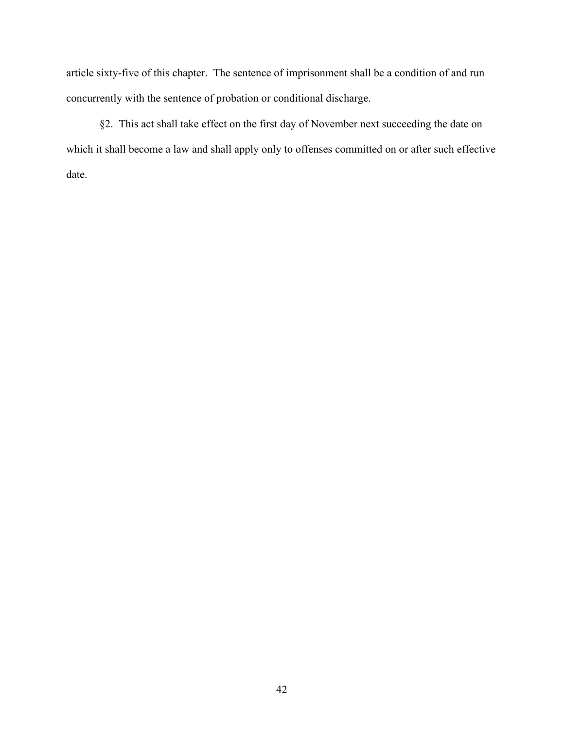article sixty-five of this chapter. The sentence of imprisonment shall be a condition of and run concurrently with the sentence of probation or conditional discharge.

§2. This act shall take effect on the first day of November next succeeding the date on which it shall become a law and shall apply only to offenses committed on or after such effective date.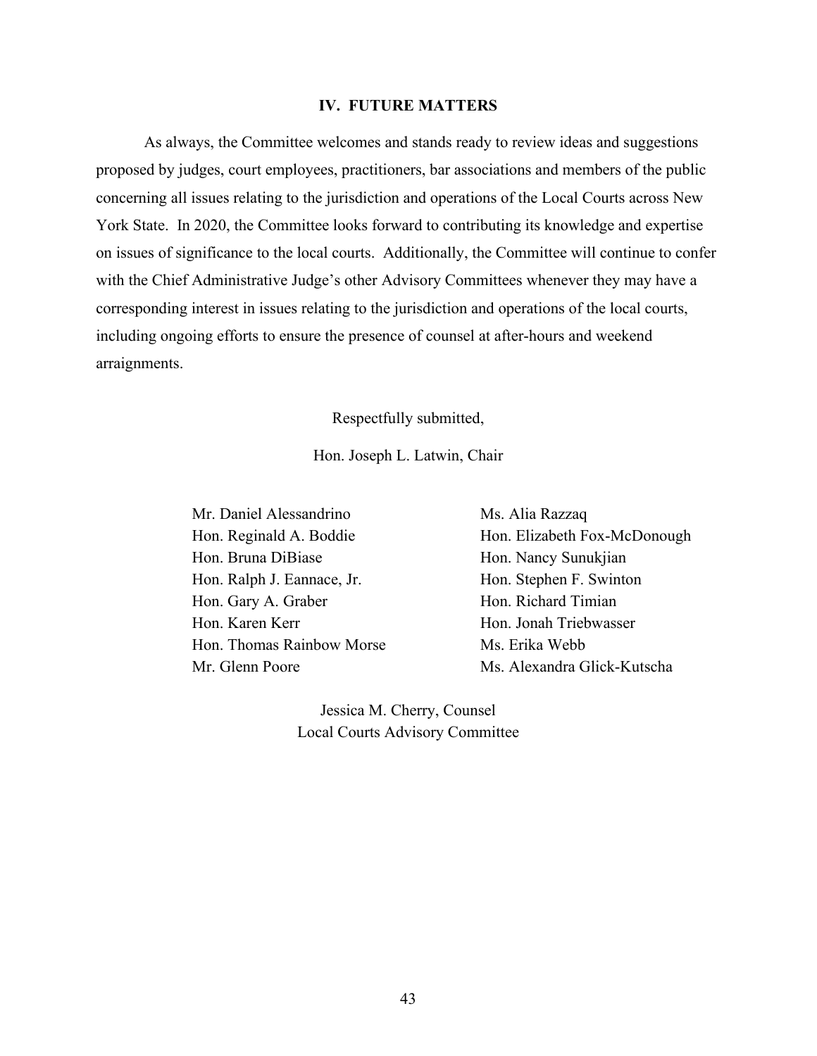## IV. FUTURE MATTERS

As always, the Committee welcomes and stands ready to review ideas and suggestions proposed by judges, court employees, practitioners, bar associations and members of the public concerning all issues relating to the jurisdiction and operations of the Local Courts across New York State. In 2020, the Committee looks forward to contributing its knowledge and expertise on issues of significance to the local courts. Additionally, the Committee will continue to confer with the Chief Administrative Judge's other Advisory Committees whenever they may have a corresponding interest in issues relating to the jurisdiction and operations of the local courts, including ongoing efforts to ensure the presence of counsel at after-hours and weekend arraignments.

Respectfully submitted,

Hon. Joseph L. Latwin, Chair

Mr. Daniel Alessandrino
Hon. Reginald A. Boddie
Hon. Bruna DiBiase
Hon. Ralph J. Eannace, Jr.
Hon. Gary A. Graber
Hon. Karen Kerr
Hon. Thomas Rainbow Morse
Mr. Glenn Poore
Ms. Alia Razzaq
Hon. Elizabeth Fox-McDonough
Hon. Nancy Sunukjian
Hon. Stephen F. Swinton
Hon. Richard Timian
Hon. Jonah Triebwasser
Ms. Erika Webb
Ms. Alexandra Glick-Kutscha

Jessica M. Cherry, Counsel
Local Courts Advisory Committee